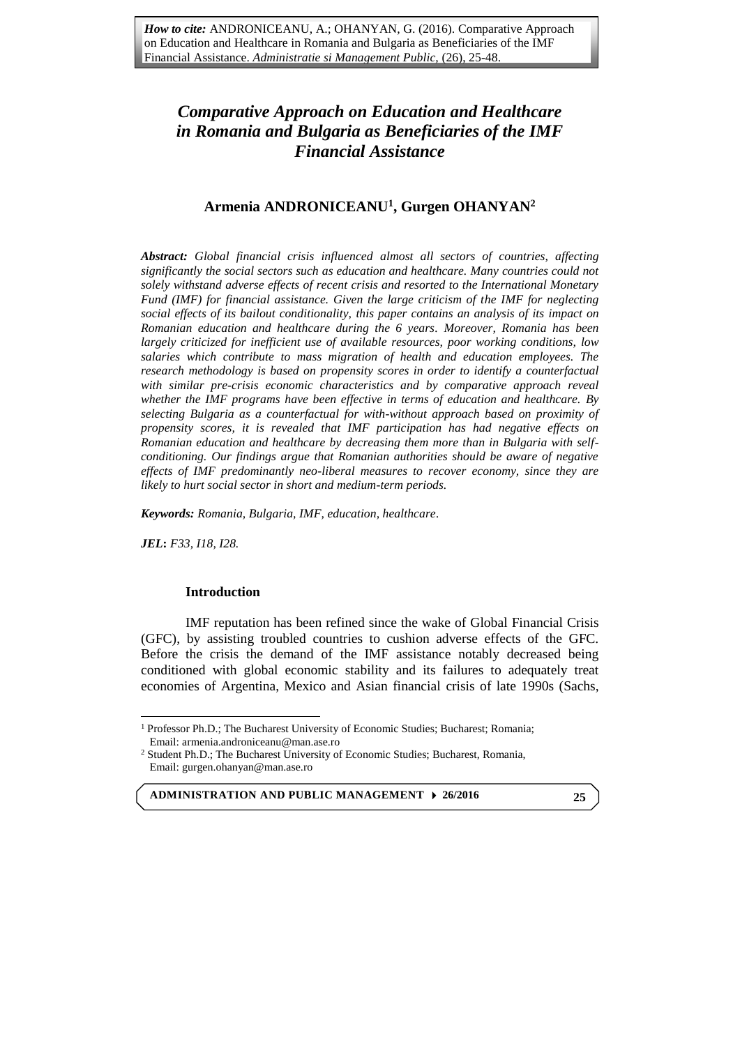*How to cite:* ANDRONICEANU, A.; OHANYAN, G. (2016). Comparative Approach on Education and Healthcare in Romania and Bulgaria as Beneficiaries of the IMF Financial Assistance. *Administratie si Management Public*, (26), 25-48.

# *Comparative Approach on Education and Healthcare in Romania and Bulgaria as Beneficiaries of the IMF Financial Assistance*

**Armenia ANDRONICEANU[1], Gurgen OHANYAN[2]**

***Abstract:*** *Global financial crisis influenced almost all sectors of countries, affecting significantly the social sectors such as education and healthcare. Many countries could not solely withstand adverse effects of recent crisis and resorted to the International Monetary Fund (IMF) for financial assistance. Given the large criticism of the IMF for neglecting social effects of its bailout conditionality, this paper contains an analysis of its impact on Romanian education and healthcare during the 6 years. Moreover, Romania has been largely criticized for inefficient use of available resources, poor working conditions, low salaries which contribute to mass migration of health and education employees. The research methodology is based on propensity scores in order to identify a counterfactual with similar pre-crisis economic characteristics and by comparative approach reveal whether the IMF programs have been effective in terms of education and healthcare. By selecting Bulgaria as a counterfactual for with-without approach based on proximity of propensity scores, it is revealed that IMF participation has had negative effects on Romanian education and healthcare by decreasing them more than in Bulgaria with self-conditioning. Our findings argue that Romanian authorities should be aware of negative effects of IMF predominantly neo-liberal measures to recover economy, since they are likely to hurt social sector in short and medium-term periods.*

***Keywords:*** *Romania, Bulgaria, IMF, education, healthcare.*

***JEL*:** *F33, I18, I28.*

## Introduction

IMF reputation has been refined since the wake of Global Financial Crisis (GFC), by assisting troubled countries to cushion adverse effects of the GFC. Before the crisis the demand of the IMF assistance notably decreased being conditioned with global economic stability and its failures to adequately treat economies of Argentina, Mexico and Asian financial crisis of late 1990s (Sachs,

---

[1] Professor Ph.D.; The Bucharest University of Economic Studies; Bucharest; Romania; Email: armenia.androniceanu@man.ase.ro

[2] Student Ph.D.; The Bucharest University of Economic Studies; Bucharest, Romania, Email: gurgen.ohanyan@man.ase.ro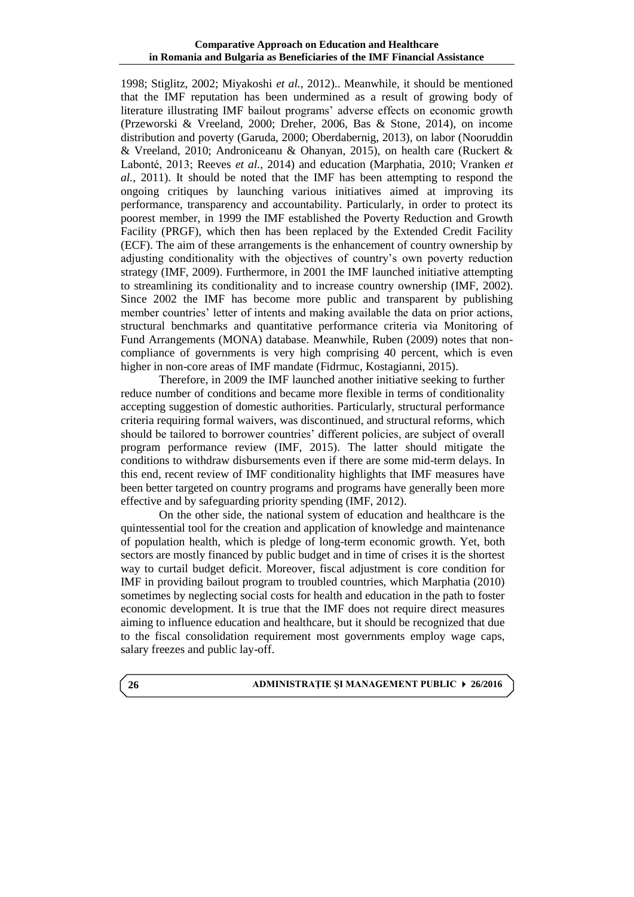1998; Stiglitz, 2002; Miyakoshi *et al.*, 2012).. Meanwhile, it should be mentioned that the IMF reputation has been undermined as a result of growing body of literature illustrating IMF bailout programs' adverse effects on economic growth (Przeworski & Vreeland, 2000; Dreher, 2006, Bas & Stone, 2014), on income distribution and poverty (Garuda, 2000; Oberdabernig, 2013), on labor (Nooruddin & Vreeland, 2010; Androniceanu & Ohanyan, 2015), on health care (Ruckert & Labonté, 2013; Reeves *et al.*, 2014) and education (Marphatia, 2010; Vranken *et al.*, 2011). It should be noted that the IMF has been attempting to respond the ongoing critiques by launching various initiatives aimed at improving its performance, transparency and accountability. Particularly, in order to protect its poorest member, in 1999 the IMF established the Poverty Reduction and Growth Facility (PRGF), which then has been replaced by the Extended Credit Facility (ECF). The aim of these arrangements is the enhancement of country ownership by adjusting conditionality with the objectives of country's own poverty reduction strategy (IMF, 2009). Furthermore, in 2001 the IMF launched initiative attempting to streamlining its conditionality and to increase country ownership (IMF, 2002). Since 2002 the IMF has become more public and transparent by publishing member countries' letter of intents and making available the data on prior actions, structural benchmarks and quantitative performance criteria via Monitoring of Fund Arrangements (MONA) database. Meanwhile, Ruben (2009) notes that non-compliance of governments is very high comprising 40 percent, which is even higher in non-core areas of IMF mandate (Fidrmuc, Kostagianni, 2015).

Therefore, in 2009 the IMF launched another initiative seeking to further reduce number of conditions and became more flexible in terms of conditionality accepting suggestion of domestic authorities. Particularly, structural performance criteria requiring formal waivers, was discontinued, and structural reforms, which should be tailored to borrower countries' different policies, are subject of overall program performance review (IMF, 2015). The latter should mitigate the conditions to withdraw disbursements even if there are some mid-term delays. In this end, recent review of IMF conditionality highlights that IMF measures have been better targeted on country programs and programs have generally been more effective and by safeguarding priority spending (IMF, 2012).

On the other side, the national system of education and healthcare is the quintessential tool for the creation and application of knowledge and maintenance of population health, which is pledge of long-term economic growth. Yet, both sectors are mostly financed by public budget and in time of crises it is the shortest way to curtail budget deficit. Moreover, fiscal adjustment is core condition for IMF in providing bailout program to troubled countries, which Marphatia (2010) sometimes by neglecting social costs for health and education in the path to foster economic development. It is true that the IMF does not require direct measures aiming to influence education and healthcare, but it should be recognized that due to the fiscal consolidation requirement most governments employ wage caps, salary freezes and public lay-off.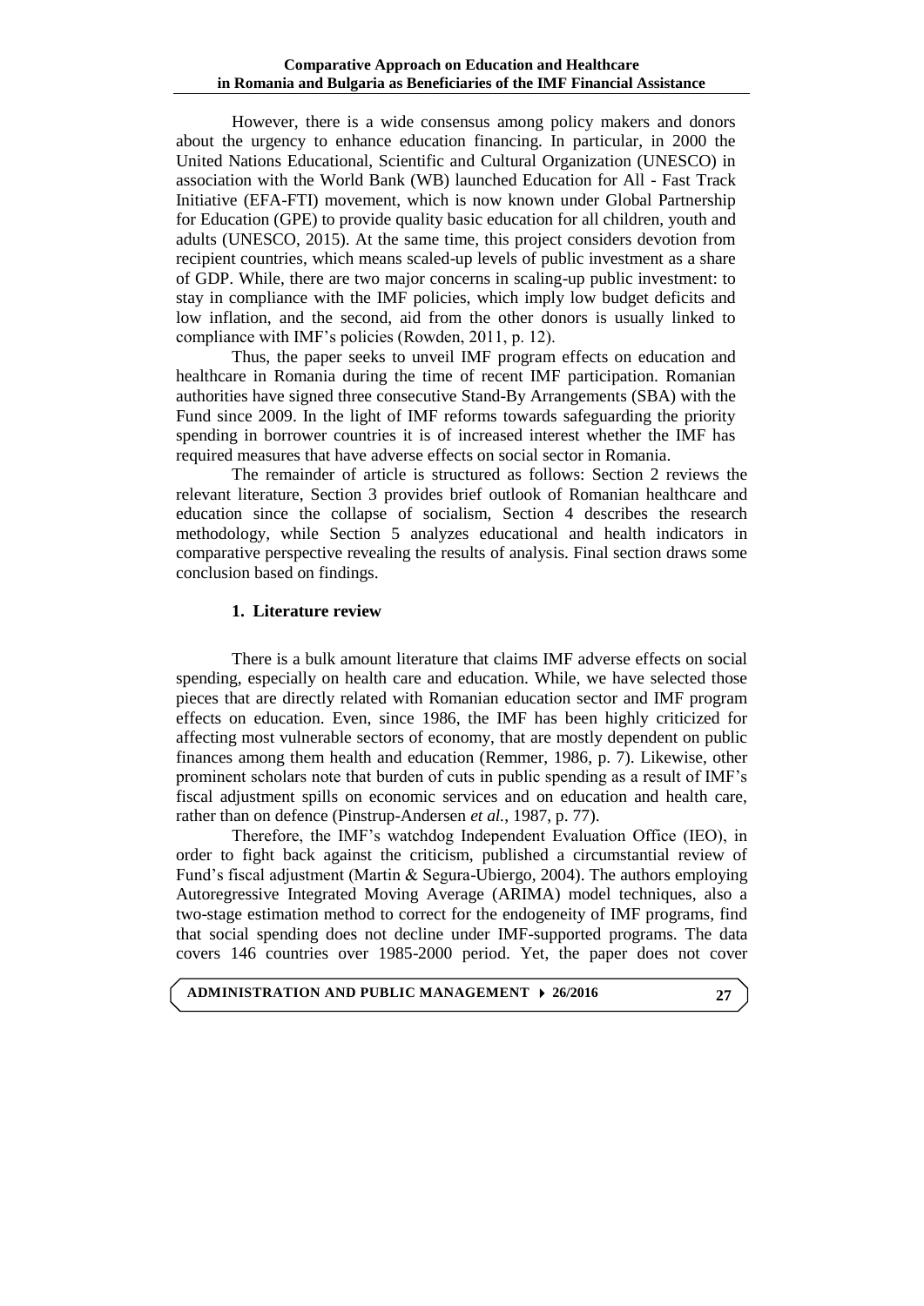However, there is a wide consensus among policy makers and donors about the urgency to enhance education financing. In particular, in 2000 the United Nations Educational, Scientific and Cultural Organization (UNESCO) in association with the World Bank (WB) launched Education for All - Fast Track Initiative (EFA-FTI) movement, which is now known under Global Partnership for Education (GPE) to provide quality basic education for all children, youth and adults (UNESCO, 2015). At the same time, this project considers devotion from recipient countries, which means scaled-up levels of public investment as a share of GDP. While, there are two major concerns in scaling-up public investment: to stay in compliance with the IMF policies, which imply low budget deficits and low inflation, and the second, aid from the other donors is usually linked to compliance with IMF's policies (Rowden, 2011, p. 12).

Thus, the paper seeks to unveil IMF program effects on education and healthcare in Romania during the time of recent IMF participation. Romanian authorities have signed three consecutive Stand-By Arrangements (SBA) with the Fund since 2009. In the light of IMF reforms towards safeguarding the priority spending in borrower countries it is of increased interest whether the IMF has required measures that have adverse effects on social sector in Romania.

The remainder of article is structured as follows: Section 2 reviews the relevant literature, Section 3 provides brief outlook of Romanian healthcare and education since the collapse of socialism, Section 4 describes the research methodology, while Section 5 analyzes educational and health indicators in comparative perspective revealing the results of analysis. Final section draws some conclusion based on findings.

## 1. Literature review

There is a bulk amount literature that claims IMF adverse effects on social spending, especially on health care and education. While, we have selected those pieces that are directly related with Romanian education sector and IMF program effects on education. Even, since 1986, the IMF has been highly criticized for affecting most vulnerable sectors of economy, that are mostly dependent on public finances among them health and education (Remmer, 1986, p. 7). Likewise, other prominent scholars note that burden of cuts in public spending as a result of IMF's fiscal adjustment spills on economic services and on education and health care, rather than on defence (Pinstrup-Andersen *et al.*, 1987, p. 77).

Therefore, the IMF's watchdog Independent Evaluation Office (IEO), in order to fight back against the criticism, published a circumstantial review of Fund's fiscal adjustment (Martin & Segura-Ubiergo, 2004). The authors employing Autoregressive Integrated Moving Average (ARIMA) model techniques, also a two-stage estimation method to correct for the endogeneity of IMF programs, find that social spending does not decline under IMF-supported programs. The data covers 146 countries over 1985-2000 period. Yet, the paper does not cover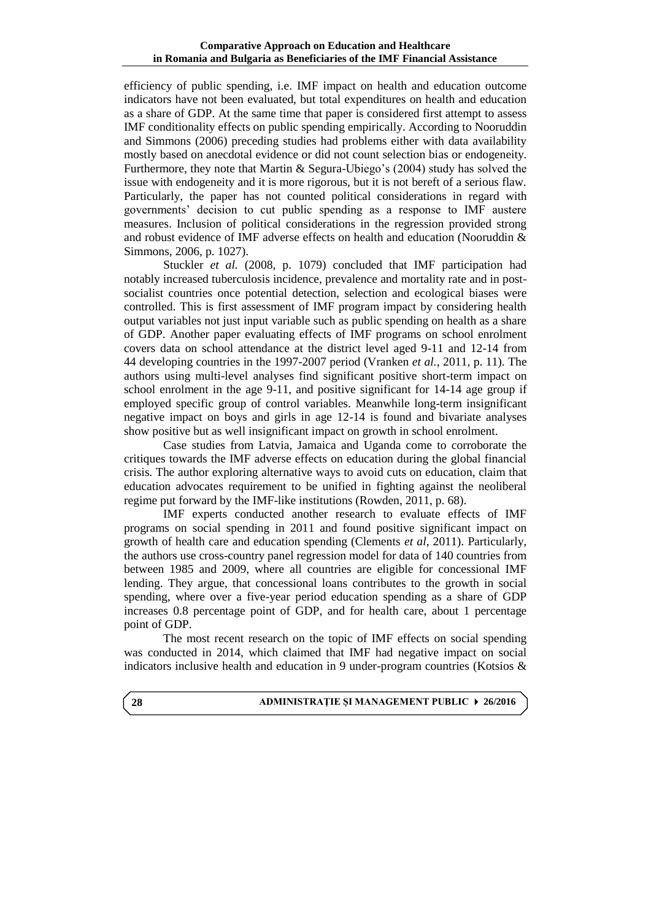efficiency of public spending, i.e. IMF impact on health and education outcome indicators have not been evaluated, but total expenditures on health and education as a share of GDP. At the same time that paper is considered first attempt to assess IMF conditionality effects on public spending empirically. According to Nooruddin and Simmons (2006) preceding studies had problems either with data availability mostly based on anecdotal evidence or did not count selection bias or endogeneity. Furthermore, they note that Martin & Segura-Ubiego's (2004) study has solved the issue with endogeneity and it is more rigorous, but it is not bereft of a serious flaw. Particularly, the paper has not counted political considerations in regard with governments' decision to cut public spending as a response to IMF austere measures. Inclusion of political considerations in the regression provided strong and robust evidence of IMF adverse effects on health and education (Nooruddin & Simmons, 2006, p. 1027).

Stuckler *et al.* (2008, p. 1079) concluded that IMF participation had notably increased tuberculosis incidence, prevalence and mortality rate and in post-socialist countries once potential detection, selection and ecological biases were controlled. This is first assessment of IMF program impact by considering health output variables not just input variable such as public spending on health as a share of GDP. Another paper evaluating effects of IMF programs on school enrolment covers data on school attendance at the district level aged 9-11 and 12-14 from 44 developing countries in the 1997-2007 period (Vranken *et al.*, 2011, p. 11). The authors using multi-level analyses find significant positive short-term impact on school enrolment in the age 9-11, and positive significant for 14-14 age group if employed specific group of control variables. Meanwhile long-term insignificant negative impact on boys and girls in age 12-14 is found and bivariate analyses show positive but as well insignificant impact on growth in school enrolment.

Case studies from Latvia, Jamaica and Uganda come to corroborate the critiques towards the IMF adverse effects on education during the global financial crisis. The author exploring alternative ways to avoid cuts on education, claim that education advocates requirement to be unified in fighting against the neoliberal regime put forward by the IMF-like institutions (Rowden, 2011, p. 68).

IMF experts conducted another research to evaluate effects of IMF programs on social spending in 2011 and found positive significant impact on growth of health care and education spending (Clements *et al*, 2011). Particularly, the authors use cross-country panel regression model for data of 140 countries from between 1985 and 2009, where all countries are eligible for concessional IMF lending. They argue, that concessional loans contributes to the growth in social spending, where over a five-year period education spending as a share of GDP increases 0.8 percentage point of GDP, and for health care, about 1 percentage point of GDP.

The most recent research on the topic of IMF effects on social spending was conducted in 2014, which claimed that IMF had negative impact on social indicators inclusive health and education in 9 under-program countries (Kotsios &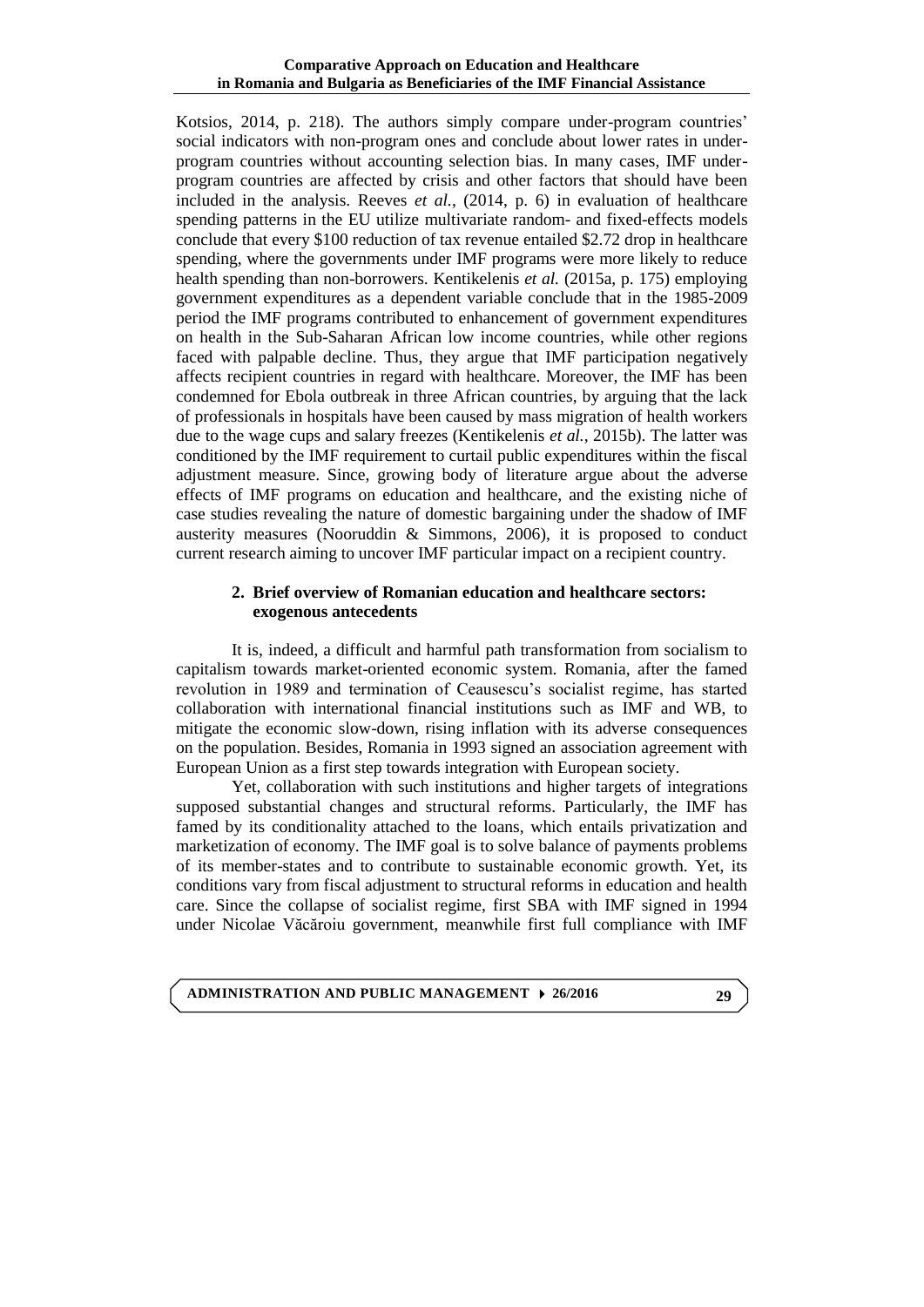Kotsios, 2014, p. 218). The authors simply compare under-program countries' social indicators with non-program ones and conclude about lower rates in under-program countries without accounting selection bias. In many cases, IMF under-program countries are affected by crisis and other factors that should have been included in the analysis. Reeves *et al.*, (2014, p. 6) in evaluation of healthcare spending patterns in the EU utilize multivariate random- and fixed-effects models conclude that every $100 reduction of tax revenue entailed $2.72 drop in healthcare spending, where the governments under IMF programs were more likely to reduce health spending than non-borrowers. Kentikelenis *et al.* (2015a, p. 175) employing government expenditures as a dependent variable conclude that in the 1985-2009 period the IMF programs contributed to enhancement of government expenditures on health in the Sub-Saharan African low income countries, while other regions faced with palpable decline. Thus, they argue that IMF participation negatively affects recipient countries in regard with healthcare. Moreover, the IMF has been condemned for Ebola outbreak in three African countries, by arguing that the lack of professionals in hospitals have been caused by mass migration of health workers due to the wage cups and salary freezes (Kentikelenis *et al.*, 2015b). The latter was conditioned by the IMF requirement to curtail public expenditures within the fiscal adjustment measure. Since, growing body of literature argue about the adverse effects of IMF programs on education and healthcare, and the existing niche of case studies revealing the nature of domestic bargaining under the shadow of IMF austerity measures (Nooruddin & Simmons, 2006), it is proposed to conduct current research aiming to uncover IMF particular impact on a recipient country.

## 2. Brief overview of Romanian education and healthcare sectors: exogenous antecedents

It is, indeed, a difficult and harmful path transformation from socialism to capitalism towards market-oriented economic system. Romania, after the famed revolution in 1989 and termination of Ceausescu's socialist regime, has started collaboration with international financial institutions such as IMF and WB, to mitigate the economic slow-down, rising inflation with its adverse consequences on the population. Besides, Romania in 1993 signed an association agreement with European Union as a first step towards integration with European society.

Yet, collaboration with such institutions and higher targets of integrations supposed substantial changes and structural reforms. Particularly, the IMF has famed by its conditionality attached to the loans, which entails privatization and marketization of economy. The IMF goal is to solve balance of payments problems of its member-states and to contribute to sustainable economic growth. Yet, its conditions vary from fiscal adjustment to structural reforms in education and health care. Since the collapse of socialist regime, first SBA with IMF signed in 1994 under Nicolae Văcăroiu government, meanwhile first full compliance with IMF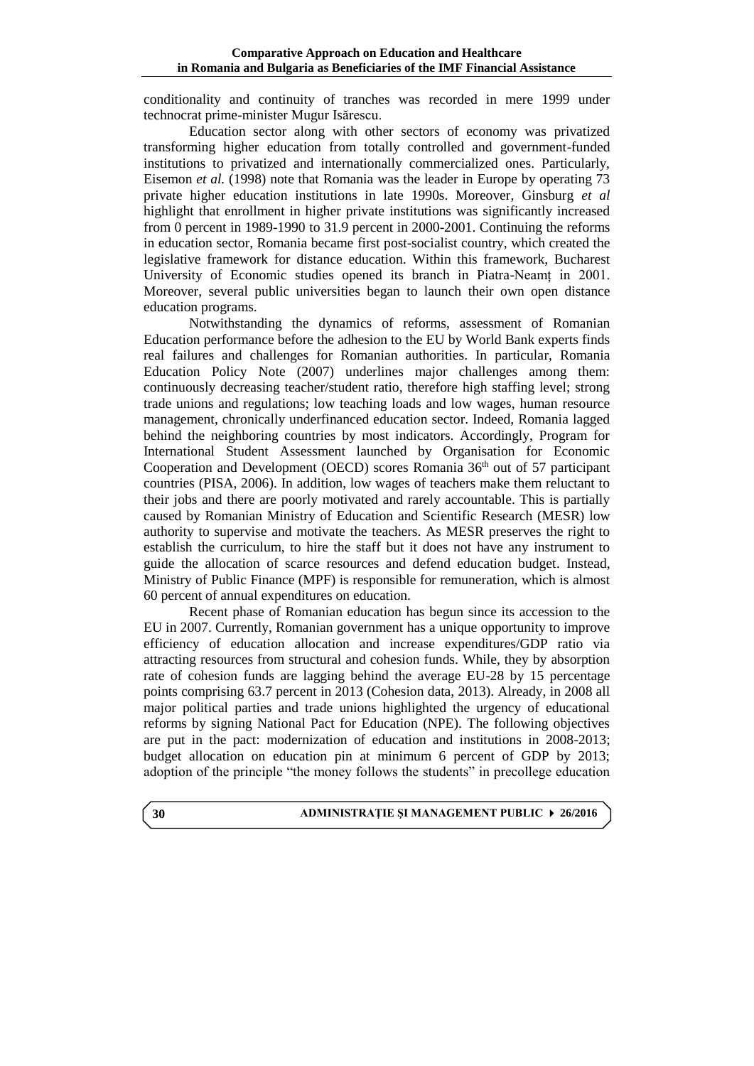conditionality and continuity of tranches was recorded in mere 1999 under technocrat prime-minister Mugur Isărescu.

Education sector along with other sectors of economy was privatized transforming higher education from totally controlled and government-funded institutions to privatized and internationally commercialized ones. Particularly, Eisemon *et al.* (1998) note that Romania was the leader in Europe by operating 73 private higher education institutions in late 1990s. Moreover, Ginsburg *et al* highlight that enrollment in higher private institutions was significantly increased from 0 percent in 1989-1990 to 31.9 percent in 2000-2001. Continuing the reforms in education sector, Romania became first post-socialist country, which created the legislative framework for distance education. Within this framework, Bucharest University of Economic studies opened its branch in Piatra-Neamț in 2001. Moreover, several public universities began to launch their own open distance education programs.

Notwithstanding the dynamics of reforms, assessment of Romanian Education performance before the adhesion to the EU by World Bank experts finds real failures and challenges for Romanian authorities. In particular, Romania Education Policy Note (2007) underlines major challenges among them: continuously decreasing teacher/student ratio, therefore high staffing level; strong trade unions and regulations; low teaching loads and low wages, human resource management, chronically underfinanced education sector. Indeed, Romania lagged behind the neighboring countries by most indicators. Accordingly, Program for International Student Assessment launched by Organisation for Economic Cooperation and Development (OECD) scores Romania 36th out of 57 participant countries (PISA, 2006). In addition, low wages of teachers make them reluctant to their jobs and there are poorly motivated and rarely accountable. This is partially caused by Romanian Ministry of Education and Scientific Research (MESR) low authority to supervise and motivate the teachers. As MESR preserves the right to establish the curriculum, to hire the staff but it does not have any instrument to guide the allocation of scarce resources and defend education budget. Instead, Ministry of Public Finance (MPF) is responsible for remuneration, which is almost 60 percent of annual expenditures on education.

Recent phase of Romanian education has begun since its accession to the EU in 2007. Currently, Romanian government has a unique opportunity to improve efficiency of education allocation and increase expenditures/GDP ratio via attracting resources from structural and cohesion funds. While, they by absorption rate of cohesion funds are lagging behind the average EU-28 by 15 percentage points comprising 63.7 percent in 2013 (Cohesion data, 2013). Already, in 2008 all major political parties and trade unions highlighted the urgency of educational reforms by signing National Pact for Education (NPE). The following objectives are put in the pact: modernization of education and institutions in 2008-2013; budget allocation on education pin at minimum 6 percent of GDP by 2013; adoption of the principle "the money follows the students" in precollege education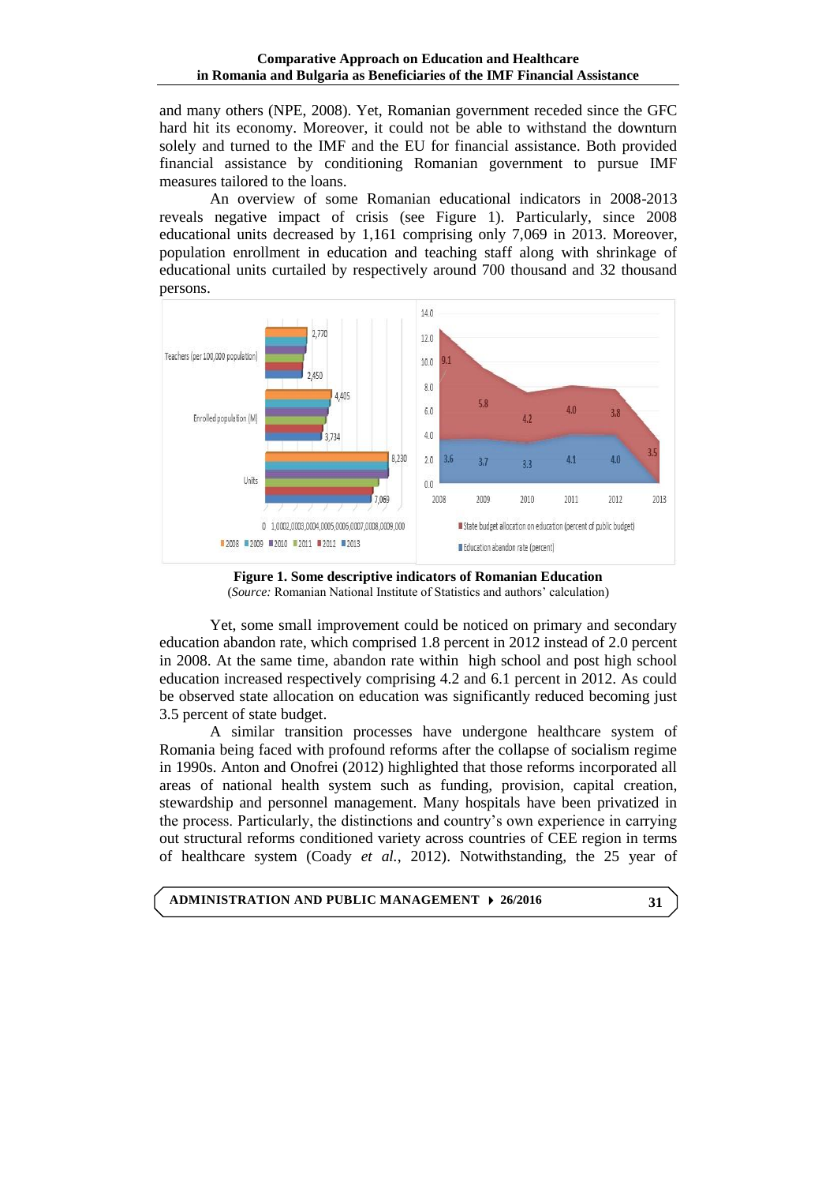and many others (NPE, 2008). Yet, Romanian government receded since the GFC hard hit its economy. Moreover, it could not be able to withstand the downturn solely and turned to the IMF and the EU for financial assistance. Both provided financial assistance by conditioning Romanian government to pursue IMF measures tailored to the loans.

An overview of some Romanian educational indicators in 2008-2013 reveals negative impact of crisis (see Figure 1). Particularly, since 2008 educational units decreased by 1,161 comprising only 7,069 in 2013. Moreover, population enrollment in education and teaching staff along with shrinkage of educational units curtailed by respectively around 700 thousand and 32 thousand persons.

Teachers (per 100,000 population)
2,770
2,450
Enrolled population (M)
4,405
3,734
Units
8,230
7,069
0 1,000 2,000 3,000 4,000 5,000 6,000 7,000 8,000 9,000
2008 2009 2010 2011 2012 2013

14.0
12.0
10.0
8.0
6.0
4.0
2.0
0.0
9.1
5.8
4.2
4.0
3.8
3.5
3.6
3.7
3.3
4.1
4.0
2008 2009 2010 2011 2012 2013
State budget allocation on education (percent of public budget)
Education abandon rate (percent)

**Figure 1. Some descriptive indicators of Romanian Education**
(*Source:* Romanian National Institute of Statistics and authors' calculation)

Yet, some small improvement could be noticed on primary and secondary education abandon rate, which comprised 1.8 percent in 2012 instead of 2.0 percent in 2008. At the same time, abandon rate within high school and post high school education increased respectively comprising 4.2 and 6.1 percent in 2012. As could be observed state allocation on education was significantly reduced becoming just 3.5 percent of state budget.

A similar transition processes have undergone healthcare system of Romania being faced with profound reforms after the collapse of socialism regime in 1990s. Anton and Onofrei (2012) highlighted that those reforms incorporated all areas of national health system such as funding, provision, capital creation, stewardship and personnel management. Many hospitals have been privatized in the process. Particularly, the distinctions and country's own experience in carrying out structural reforms conditioned variety across countries of CEE region in terms of healthcare system (Coady *et al.*, 2012). Notwithstanding, the 25 year of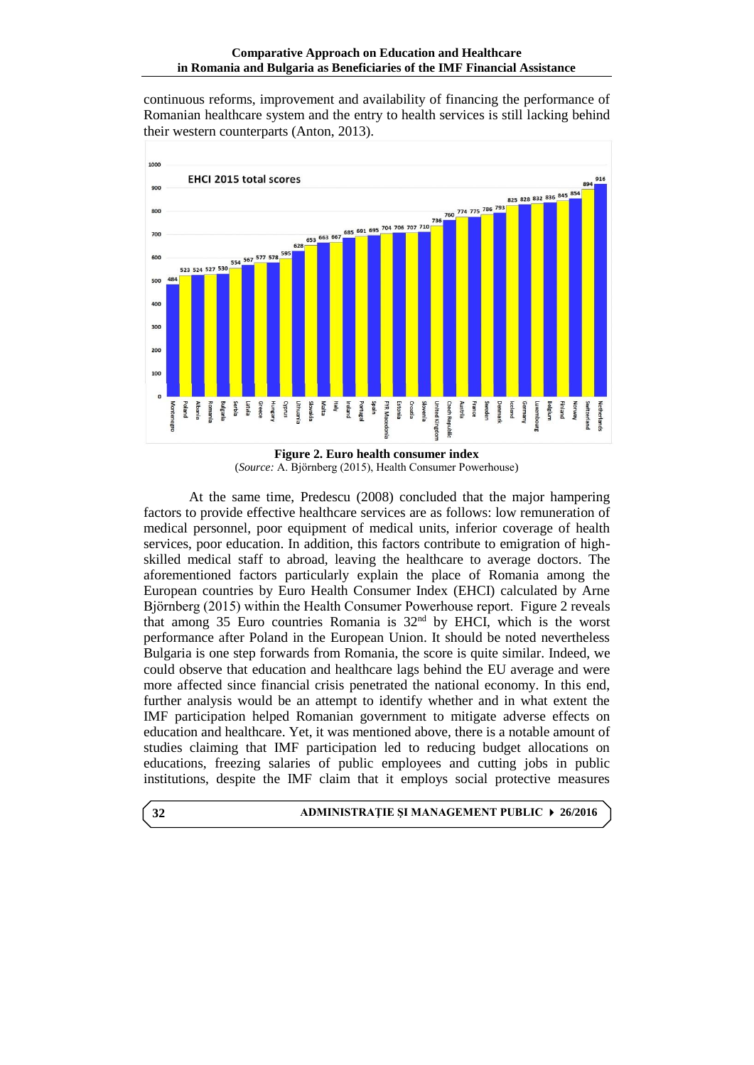continuous reforms, improvement and availability of financing the performance of Romanian healthcare system and the entry to health services is still lacking behind their western counterparts (Anton, 2013).

EHCI 2015 total scores

1000
900
800
700
600
500
400
300
200
100
0

484 523 524 527 530 554 567 577 578 595 628 653 663 667 685 691 695 704 706 707 710 736 760 774 775 786 793 825 828 832 836 845 854 894 916

Montenegro Poland Albania Romania Bulgaria Serbia Latvia Greece Hungary Cyprus Lithuania Slovakia Malta Italy Ireland Portugal Spain FYR Macedonia Estonia Croatia Slovenia United Kingdom Czech Republic Austria France Sweden Denmark Iceland Germany Luxembourg Belgium Finland Norway Switzerland Netherlands

**Figure 2. Euro health consumer index**
(*Source:* A. Björnberg (2015), Health Consumer Powerhouse)

At the same time, Predescu (2008) concluded that the major hampering factors to provide effective healthcare services are as follows: low remuneration of medical personnel, poor equipment of medical units, inferior coverage of health services, poor education. In addition, this factors contribute to emigration of high-skilled medical staff to abroad, leaving the healthcare to average doctors. The aforementioned factors particularly explain the place of Romania among the European countries by Euro Health Consumer Index (EHCI) calculated by Arne Björnberg (2015) within the Health Consumer Powerhouse report. Figure 2 reveals that among 35 Euro countries Romania is 32[nd] by EHCI, which is the worst performance after Poland in the European Union. It should be noted nevertheless Bulgaria is one step forwards from Romania, the score is quite similar. Indeed, we could observe that education and healthcare lags behind the EU average and were more affected since financial crisis penetrated the national economy. In this end, further analysis would be an attempt to identify whether and in what extent the IMF participation helped Romanian government to mitigate adverse effects on education and healthcare. Yet, it was mentioned above, there is a notable amount of studies claiming that IMF participation led to reducing budget allocations on educations, freezing salaries of public employees and cutting jobs in public institutions, despite the IMF claim that it employs social protective measures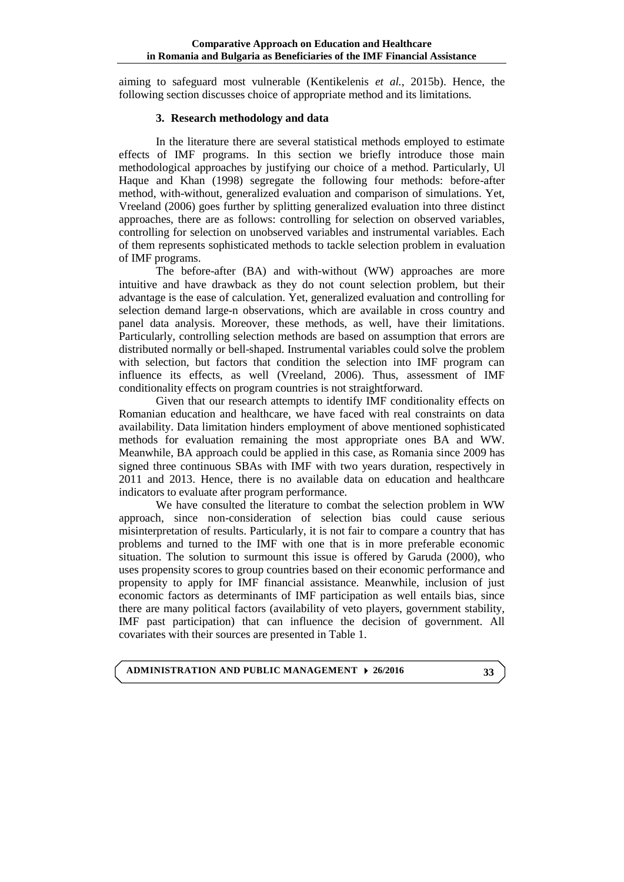aiming to safeguard most vulnerable (Kentikelenis *et al.*, 2015b). Hence, the following section discusses choice of appropriate method and its limitations.

## 3. Research methodology and data

In the literature there are several statistical methods employed to estimate effects of IMF programs. In this section we briefly introduce those main methodological approaches by justifying our choice of a method. Particularly, Ul Haque and Khan (1998) segregate the following four methods: before-after method, with-without, generalized evaluation and comparison of simulations. Yet, Vreeland (2006) goes further by splitting generalized evaluation into three distinct approaches, there are as follows: controlling for selection on observed variables, controlling for selection on unobserved variables and instrumental variables. Each of them represents sophisticated methods to tackle selection problem in evaluation of IMF programs.

The before-after (BA) and with-without (WW) approaches are more intuitive and have drawback as they do not count selection problem, but their advantage is the ease of calculation. Yet, generalized evaluation and controlling for selection demand large-n observations, which are available in cross country and panel data analysis. Moreover, these methods, as well, have their limitations. Particularly, controlling selection methods are based on assumption that errors are distributed normally or bell-shaped. Instrumental variables could solve the problem with selection, but factors that condition the selection into IMF program can influence its effects, as well (Vreeland, 2006). Thus, assessment of IMF conditionality effects on program countries is not straightforward.

Given that our research attempts to identify IMF conditionality effects on Romanian education and healthcare, we have faced with real constraints on data availability. Data limitation hinders employment of above mentioned sophisticated methods for evaluation remaining the most appropriate ones BA and WW. Meanwhile, BA approach could be applied in this case, as Romania since 2009 has signed three continuous SBAs with IMF with two years duration, respectively in 2011 and 2013. Hence, there is no available data on education and healthcare indicators to evaluate after program performance.

We have consulted the literature to combat the selection problem in WW approach, since non-consideration of selection bias could cause serious misinterpretation of results. Particularly, it is not fair to compare a country that has problems and turned to the IMF with one that is in more preferable economic situation. The solution to surmount this issue is offered by Garuda (2000), who uses propensity scores to group countries based on their economic performance and propensity to apply for IMF financial assistance. Meanwhile, inclusion of just economic factors as determinants of IMF participation as well entails bias, since there are many political factors (availability of veto players, government stability, IMF past participation) that can influence the decision of government. All covariates with their sources are presented in Table 1.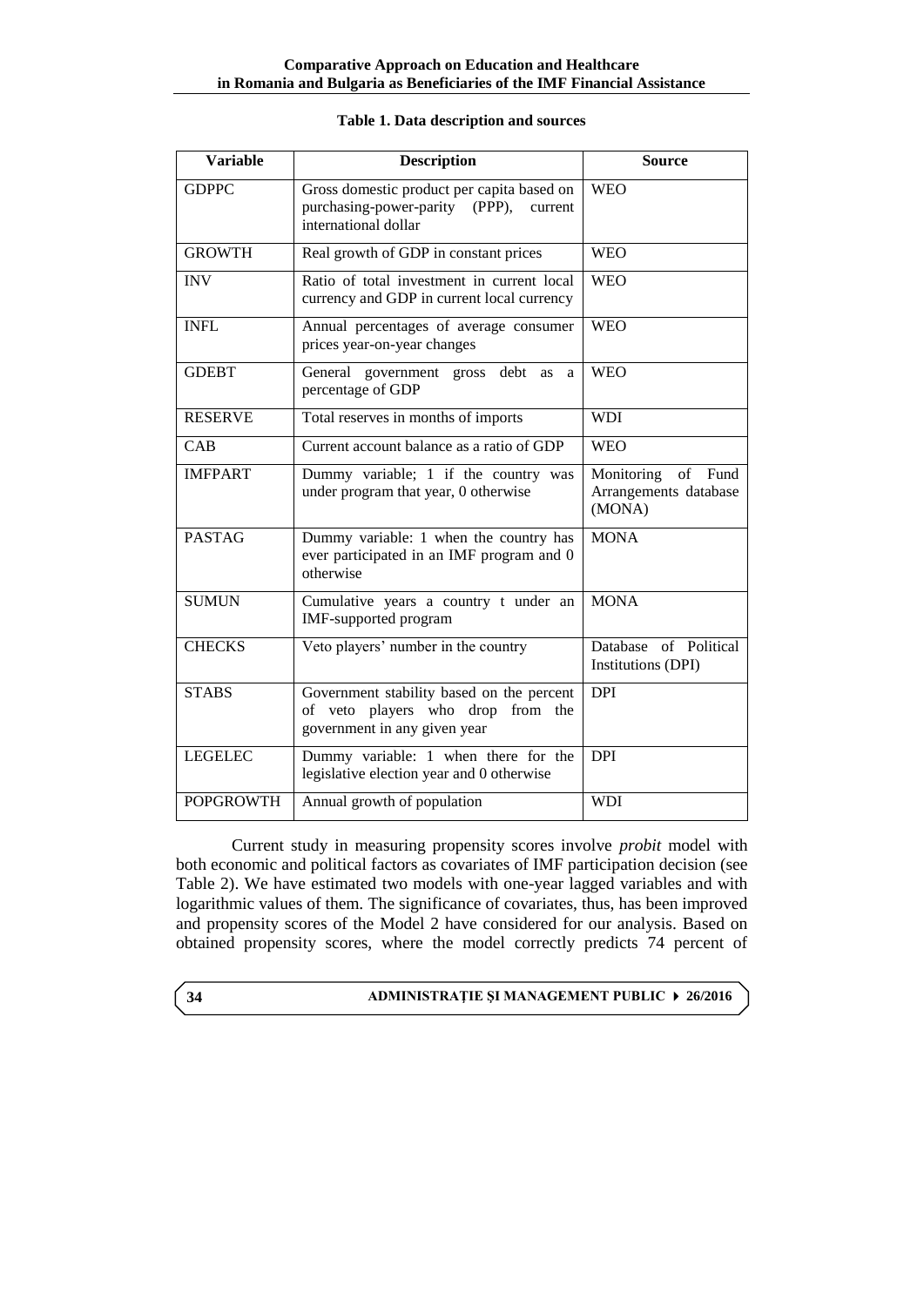**Table 1. Data description and sources**

| Variable | Description | Source |
|---|---|---|
| GDPPC | Gross domestic product per capita based on purchasing-power-parity (PPP), current international dollar | WEO |
| GROWTH | Real growth of GDP in constant prices | WEO |
| INV | Ratio of total investment in current local currency and GDP in current local currency | WEO |
| INFL | Annual percentages of average consumer prices year-on-year changes | WEO |
| GDEBT | General government gross debt as a percentage of GDP | WEO |
| RESERVE | Total reserves in months of imports | WDI |
| CAB | Current account balance as a ratio of GDP | WEO |
| IMFPART | Dummy variable; 1 if the country was under program that year, 0 otherwise | Monitoring of Fund Arrangements database (MONA) |
| PASTAG | Dummy variable: 1 when the country has ever participated in an IMF program and 0 otherwise | MONA |
| SUMUN | Cumulative years a country t under an IMF-supported program | MONA |
| CHECKS | Veto players' number in the country | Database of Political Institutions (DPI) |
| STABS | Government stability based on the percent of veto players who drop from the government in any given year | DPI |
| LEGELEC | Dummy variable: 1 when there for the legislative election year and 0 otherwise | DPI |
| POPGROWTH | Annual growth of population | WDI |

Current study in measuring propensity scores involve *probit* model with both economic and political factors as covariates of IMF participation decision (see Table 2). We have estimated two models with one-year lagged variables and with logarithmic values of them. The significance of covariates, thus, has been improved and propensity scores of the Model 2 have considered for our analysis. Based on obtained propensity scores, where the model correctly predicts 74 percent of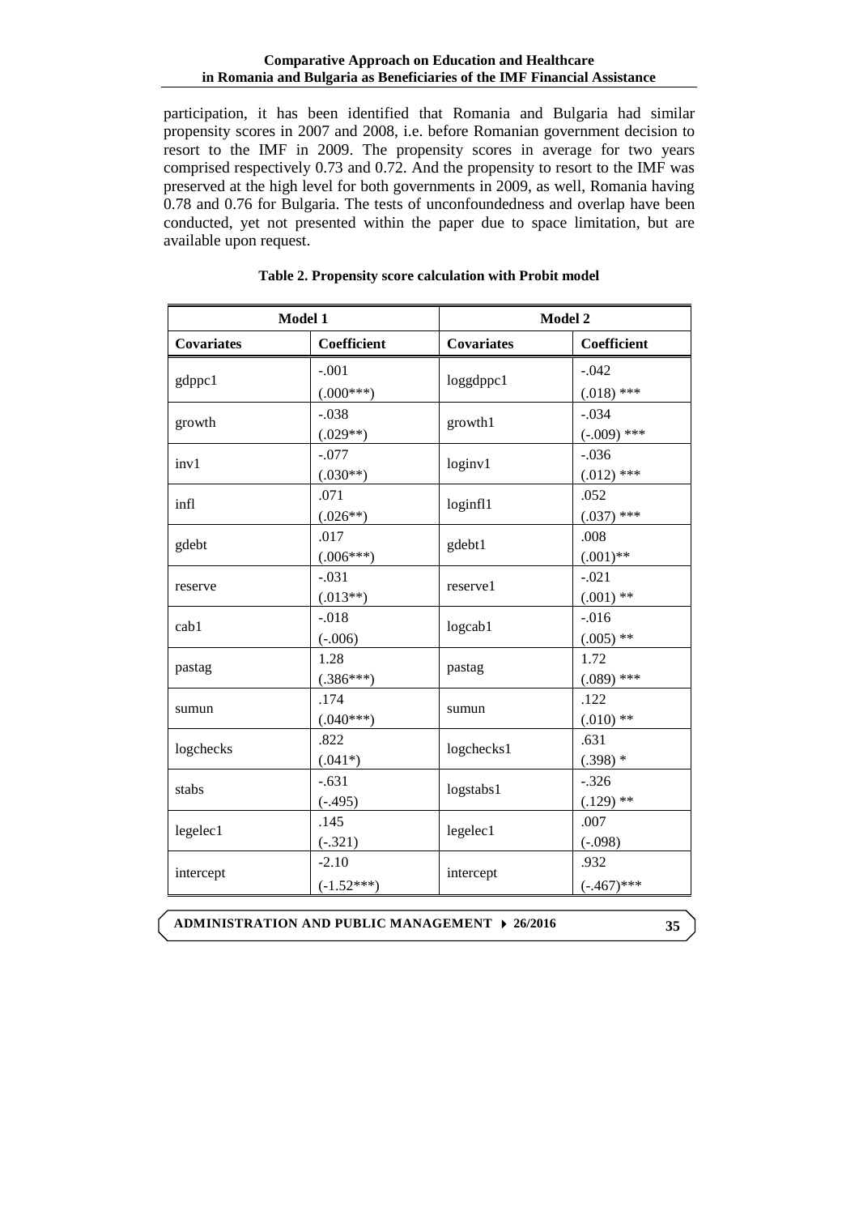participation, it has been identified that Romania and Bulgaria had similar propensity scores in 2007 and 2008, i.e. before Romanian government decision to resort to the IMF in 2009. The propensity scores in average for two years comprised respectively 0.73 and 0.72. And the propensity to resort to the IMF was preserved at the high level for both governments in 2009, as well, Romania having 0.78 and 0.76 for Bulgaria. The tests of unconfoundedness and overlap have been conducted, yet not presented within the paper due to space limitation, but are available upon request.

**Table 2. Propensity score calculation with Probit model**

| Model 1 | | Model 2 | |
|---|---|---|---|
| **Covariates** | **Coefficient** | **Covariates** | **Coefficient** |
| gdppc1 | -.001<br>(.000***) | loggdppc1 | -.042<br>(.018) *** |
| growth | -.038<br>(.029**) | growth1 | -.034<br>(-.009) *** |
| inv1 | -.077<br>(.030**) | loginv1 | -.036<br>(.012) *** |
| infl | .071<br>(.026**) | loginfl1 | .052<br>(.037) *** |
| gdebt | .017<br>(.006***) | gdebt1 | .008<br>(.001)** |
| reserve | -.031<br>(.013**) | reserve1 | -.021<br>(.001) ** |
| cab1 | -.018<br>(-.006) | logcab1 | -.016<br>(.005) ** |
| pastag | 1.28<br>(.386***) | pastag | 1.72<br>(.089) *** |
| sumun | .174<br>(.040***) | sumun | .122<br>(.010) ** |
| logchecks | .822<br>(.041*) | logchecks1 | .631<br>(.398) * |
| stabs | -.631<br>(-.495) | logstabs1 | -.326<br>(.129) ** |
| legelec1 | .145<br>(-.321) | legelec1 | .007<br>(-.098) |
| intercept | -2.10<br>(-1.52***) | intercept | .932<br>(-.467)*** |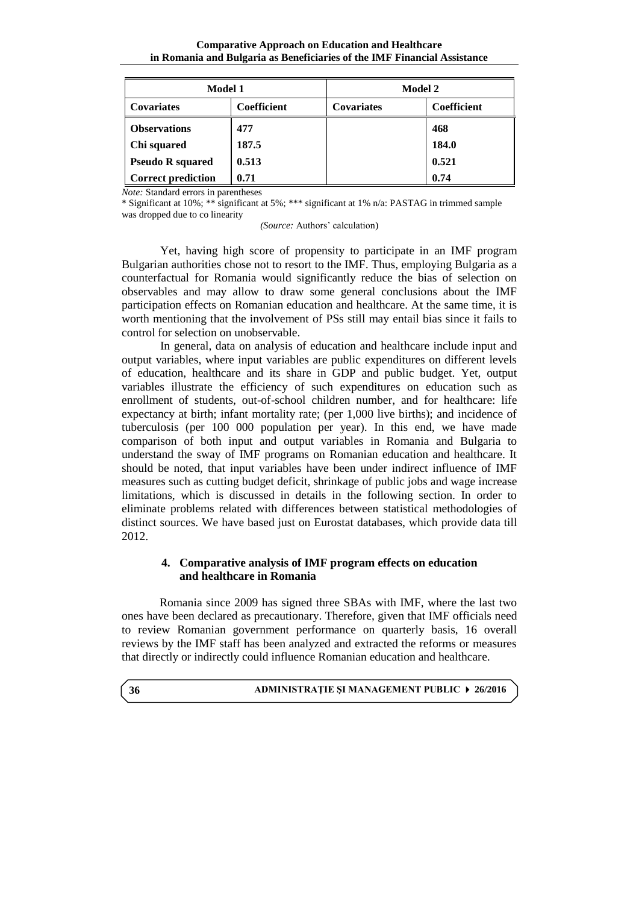| Model 1 | | Model 2 | |
|---|---|---|---|
| **Covariates** | **Coefficient** | **Covariates** | **Coefficient** |
| **Observations** | **477** | | **468** |
| **Chi squared** | **187.5** | | **184.0** |
| **Pseudo R squared** | **0.513** | | **0.521** |
| **Correct prediction** | **0.71** | | **0.74** |

*Note:* Standard errors in parentheses

* Significant at 10%; ** significant at 5%; *** significant at 1% n/a: PASTAG in trimmed sample was dropped due to co linearity

*(Source:* Authors' calculation)

Yet, having high score of propensity to participate in an IMF program Bulgarian authorities chose not to resort to the IMF. Thus, employing Bulgaria as a counterfactual for Romania would significantly reduce the bias of selection on observables and may allow to draw some general conclusions about the IMF participation effects on Romanian education and healthcare. At the same time, it is worth mentioning that the involvement of PSs still may entail bias since it fails to control for selection on unobservable.

In general, data on analysis of education and healthcare include input and output variables, where input variables are public expenditures on different levels of education, healthcare and its share in GDP and public budget. Yet, output variables illustrate the efficiency of such expenditures on education such as enrollment of students, out-of-school children number, and for healthcare: life expectancy at birth; infant mortality rate; (per 1,000 live births); and incidence of tuberculosis (per 100 000 population per year). In this end, we have made comparison of both input and output variables in Romania and Bulgaria to understand the sway of IMF programs on Romanian education and healthcare. It should be noted, that input variables have been under indirect influence of IMF measures such as cutting budget deficit, shrinkage of public jobs and wage increase limitations, which is discussed in details in the following section. In order to eliminate problems related with differences between statistical methodologies of distinct sources. We have based just on Eurostat databases, which provide data till 2012.

## 4. Comparative analysis of IMF program effects on education and healthcare in Romania

Romania since 2009 has signed three SBAs with IMF, where the last two ones have been declared as precautionary. Therefore, given that IMF officials need to review Romanian government performance on quarterly basis, 16 overall reviews by the IMF staff has been analyzed and extracted the reforms or measures that directly or indirectly could influence Romanian education and healthcare.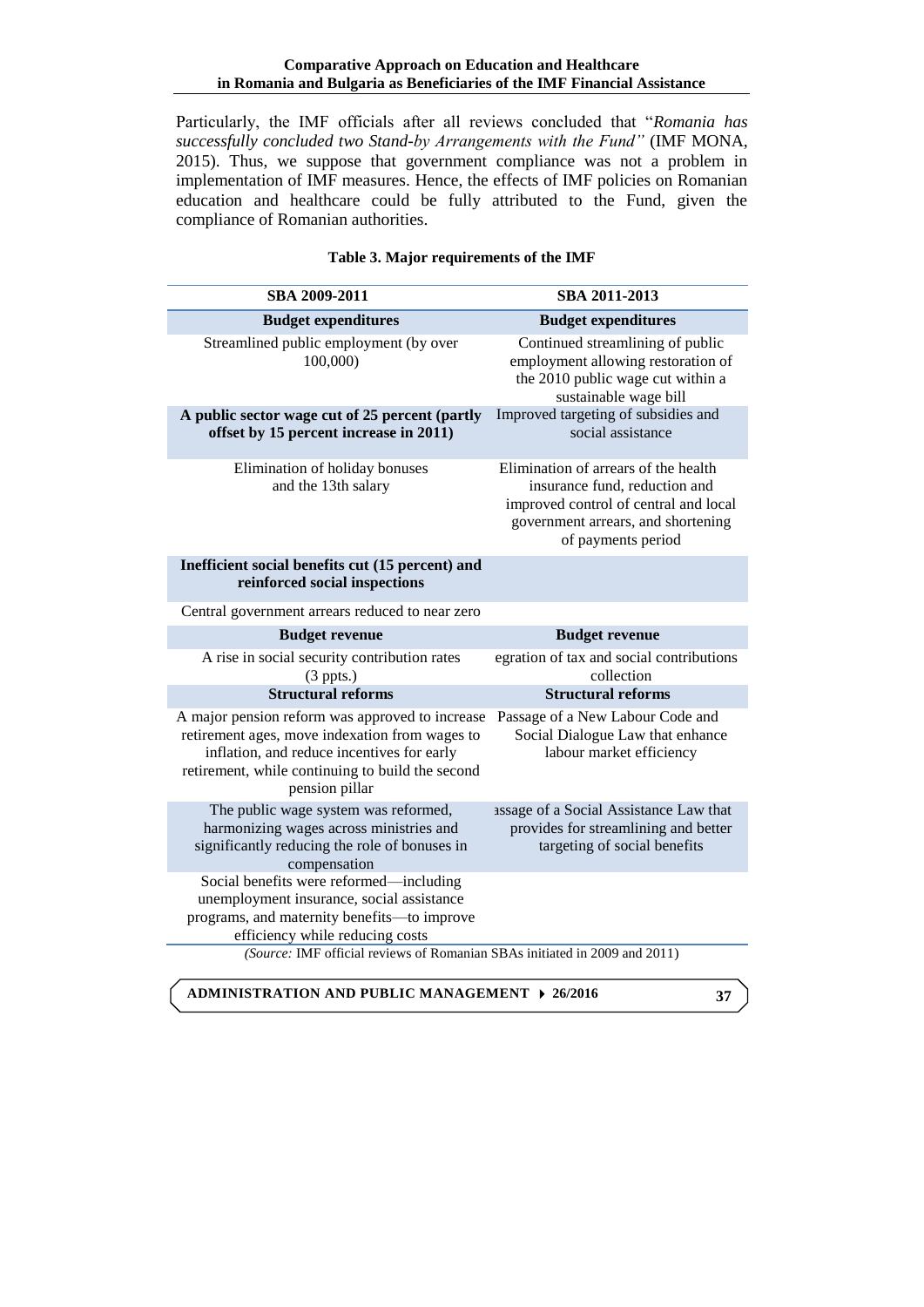Particularly, the IMF officials after all reviews concluded that "*Romania has successfully concluded two Stand-by Arrangements with the Fund"* (IMF MONA, 2015). Thus, we suppose that government compliance was not a problem in implementation of IMF measures. Hence, the effects of IMF policies on Romanian education and healthcare could be fully attributed to the Fund, given the compliance of Romanian authorities.

**Table 3. Major requirements of the IMF**

| SBA 2009-2011 | SBA 2011-2013 |
|---|---|
| **Budget expenditures** | **Budget expenditures** |
| Streamlined public employment (by over 100,000) | Continued streamlining of public employment allowing restoration of the 2010 public wage cut within a sustainable wage bill |
| **A public sector wage cut of 25 percent (partly offset by 15 percent increase in 2011)** | Improved targeting of subsidies and social assistance |
| Elimination of holiday bonuses and the 13th salary | Elimination of arrears of the health insurance fund, reduction and improved control of central and local government arrears, and shortening of payments period |
| **Inefficient social benefits cut (15 percent) and reinforced social inspections** | |
| Central government arrears reduced to near zero | |
| **Budget revenue** | **Budget revenue** |
| A rise in social security contribution rates (3 ppts.) | egration of tax and social contributions collection |
| **Structural reforms** | **Structural reforms** |
| A major pension reform was approved to increase retirement ages, move indexation from wages to inflation, and reduce incentives for early retirement, while continuing to build the second pension pillar | Passage of a New Labour Code and Social Dialogue Law that enhance labour market efficiency |
| The public wage system was reformed, harmonizing wages across ministries and significantly reducing the role of bonuses in compensation | assage of a Social Assistance Law that provides for streamlining and better targeting of social benefits |
| Social benefits were reformed—including unemployment insurance, social assistance programs, and maternity benefits—to improve efficiency while reducing costs | |

*(Source:* IMF official reviews of Romanian SBAs initiated in 2009 and 2011)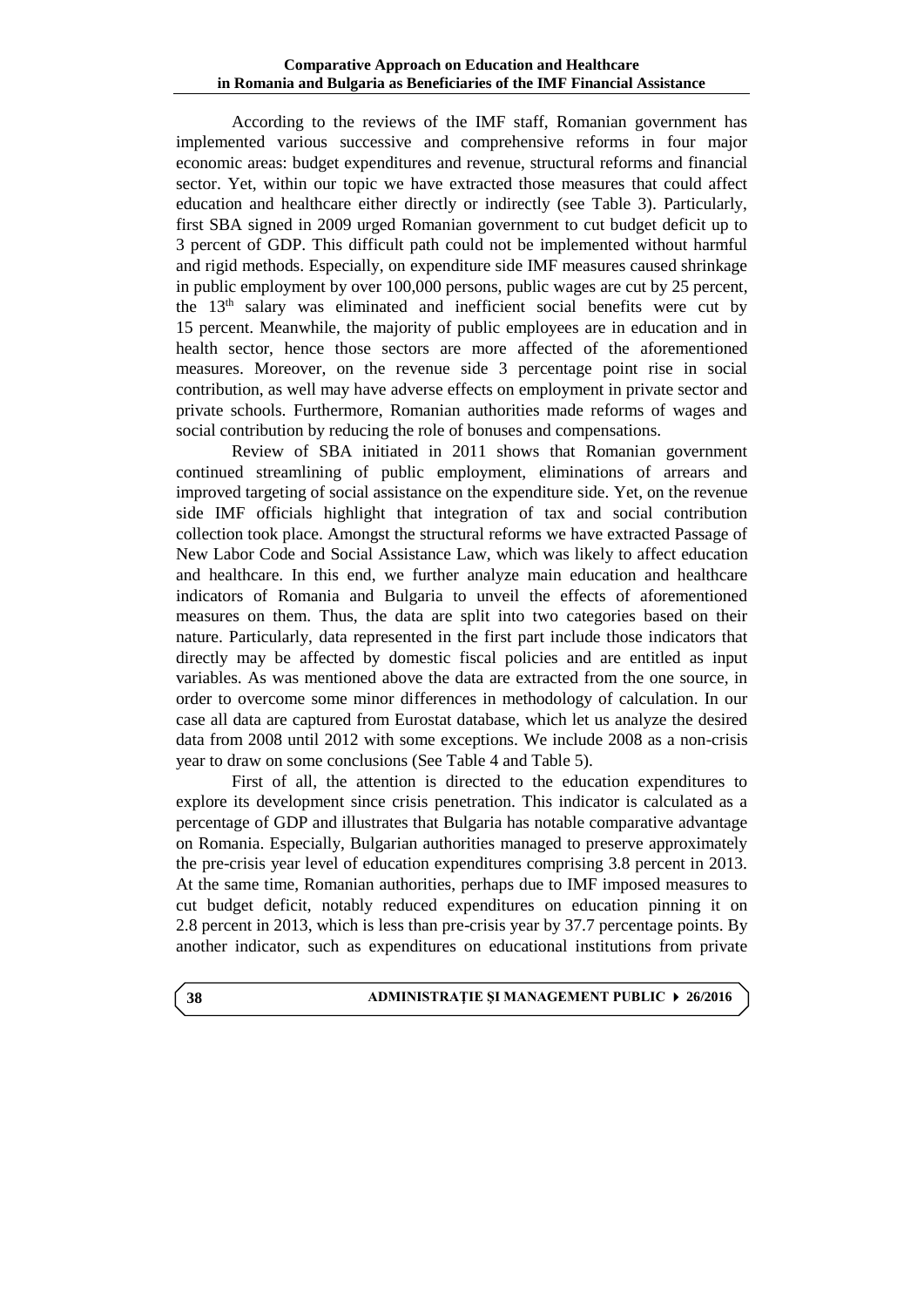According to the reviews of the IMF staff, Romanian government has implemented various successive and comprehensive reforms in four major economic areas: budget expenditures and revenue, structural reforms and financial sector. Yet, within our topic we have extracted those measures that could affect education and healthcare either directly or indirectly (see Table 3). Particularly, first SBA signed in 2009 urged Romanian government to cut budget deficit up to 3 percent of GDP. This difficult path could not be implemented without harmful and rigid methods. Especially, on expenditure side IMF measures caused shrinkage in public employment by over 100,000 persons, public wages are cut by 25 percent, the 13th salary was eliminated and inefficient social benefits were cut by 15 percent. Meanwhile, the majority of public employees are in education and in health sector, hence those sectors are more affected of the aforementioned measures. Moreover, on the revenue side 3 percentage point rise in social contribution, as well may have adverse effects on employment in private sector and private schools. Furthermore, Romanian authorities made reforms of wages and social contribution by reducing the role of bonuses and compensations.

Review of SBA initiated in 2011 shows that Romanian government continued streamlining of public employment, eliminations of arrears and improved targeting of social assistance on the expenditure side. Yet, on the revenue side IMF officials highlight that integration of tax and social contribution collection took place. Amongst the structural reforms we have extracted Passage of New Labor Code and Social Assistance Law, which was likely to affect education and healthcare. In this end, we further analyze main education and healthcare indicators of Romania and Bulgaria to unveil the effects of aforementioned measures on them. Thus, the data are split into two categories based on their nature. Particularly, data represented in the first part include those indicators that directly may be affected by domestic fiscal policies and are entitled as input variables. As was mentioned above the data are extracted from the one source, in order to overcome some minor differences in methodology of calculation. In our case all data are captured from Eurostat database, which let us analyze the desired data from 2008 until 2012 with some exceptions. We include 2008 as a non-crisis year to draw on some conclusions (See Table 4 and Table 5).

First of all, the attention is directed to the education expenditures to explore its development since crisis penetration. This indicator is calculated as a percentage of GDP and illustrates that Bulgaria has notable comparative advantage on Romania. Especially, Bulgarian authorities managed to preserve approximately the pre-crisis year level of education expenditures comprising 3.8 percent in 2013. At the same time, Romanian authorities, perhaps due to IMF imposed measures to cut budget deficit, notably reduced expenditures on education pinning it on 2.8 percent in 2013, which is less than pre-crisis year by 37.7 percentage points. By another indicator, such as expenditures on educational institutions from private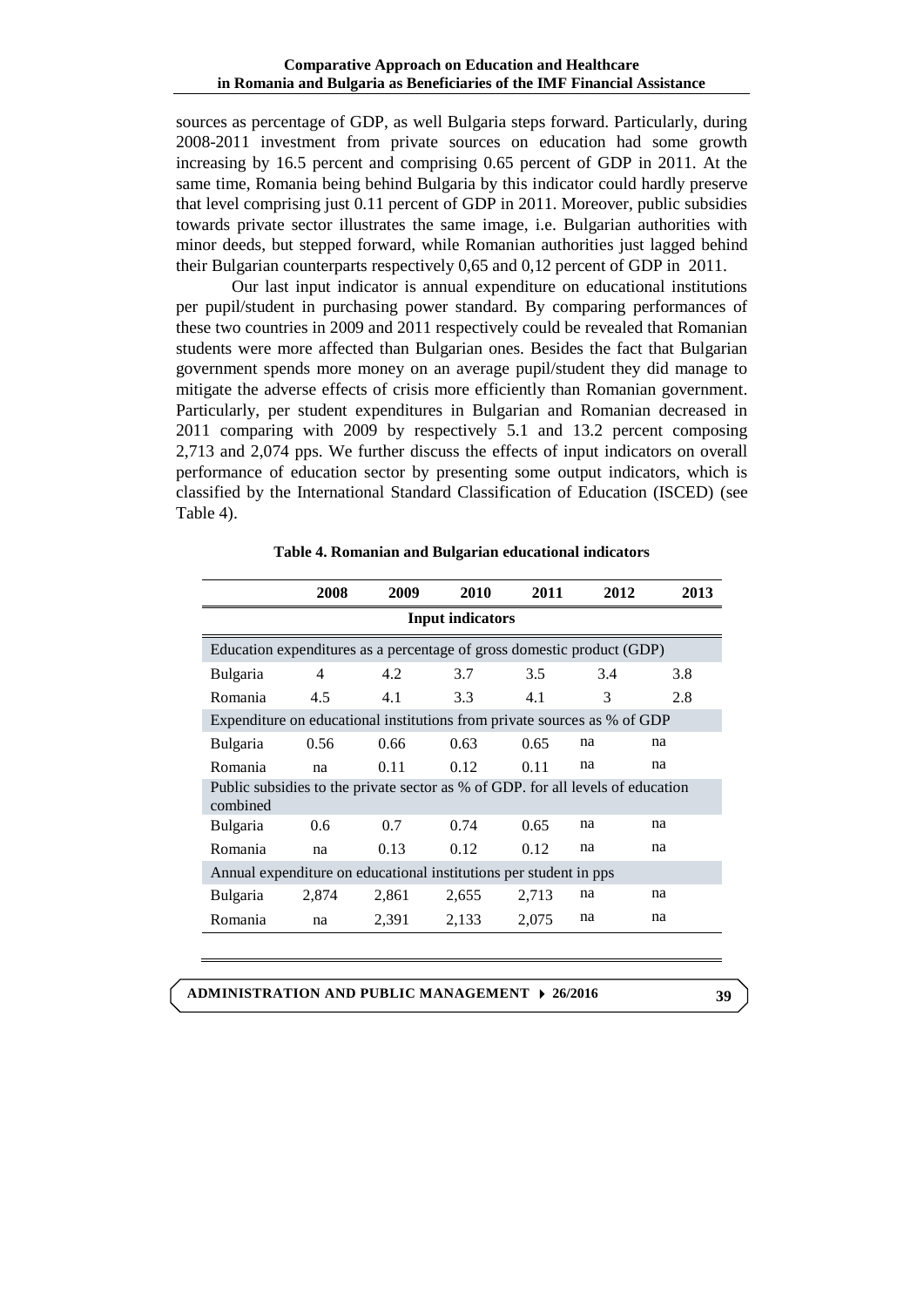sources as percentage of GDP, as well Bulgaria steps forward. Particularly, during 2008-2011 investment from private sources on education had some growth increasing by 16.5 percent and comprising 0.65 percent of GDP in 2011. At the same time, Romania being behind Bulgaria by this indicator could hardly preserve that level comprising just 0.11 percent of GDP in 2011. Moreover, public subsidies towards private sector illustrates the same image, i.e. Bulgarian authorities with minor deeds, but stepped forward, while Romanian authorities just lagged behind their Bulgarian counterparts respectively 0,65 and 0,12 percent of GDP in 2011.

Our last input indicator is annual expenditure on educational institutions per pupil/student in purchasing power standard. By comparing performances of these two countries in 2009 and 2011 respectively could be revealed that Romanian students were more affected than Bulgarian ones. Besides the fact that Bulgarian government spends more money on an average pupil/student they did manage to mitigate the adverse effects of crisis more efficiently than Romanian government. Particularly, per student expenditures in Bulgarian and Romanian decreased in 2011 comparing with 2009 by respectively 5.1 and 13.2 percent composing 2,713 and 2,074 pps. We further discuss the effects of input indicators on overall performance of education sector by presenting some output indicators, which is classified by the International Standard Classification of Education (ISCED) (see Table 4).

**Table 4. Romanian and Bulgarian educational indicators**

| | 2008 | 2009 | 2010 | 2011 | 2012 | 2013 |
|---|---|---|---|---|---|---|
| **Input indicators** | | | | | | |
| Education expenditures as a percentage of gross domestic product (GDP) | | | | | | |
| Bulgaria | 4 | 4.2 | 3.7 | 3.5 | 3.4 | 3.8 |
| Romania | 4.5 | 4.1 | 3.3 | 4.1 | 3 | 2.8 |
| Expenditure on educational institutions from private sources as % of GDP | | | | | | |
| Bulgaria | 0.56 | 0.66 | 0.63 | 0.65 | na | na |
| Romania | na | 0.11 | 0.12 | 0.11 | na | na |
| Public subsidies to the private sector as % of GDP. for all levels of education combined | | | | | | |
| Bulgaria | 0.6 | 0.7 | 0.74 | 0.65 | na | na |
| Romania | na | 0.13 | 0.12 | 0.12 | na | na |
| Annual expenditure on educational institutions per student in pps | | | | | | |
| Bulgaria | 2,874 | 2,861 | 2,655 | 2,713 | na | na |
| Romania | na | 2,391 | 2,133 | 2,075 | na | na |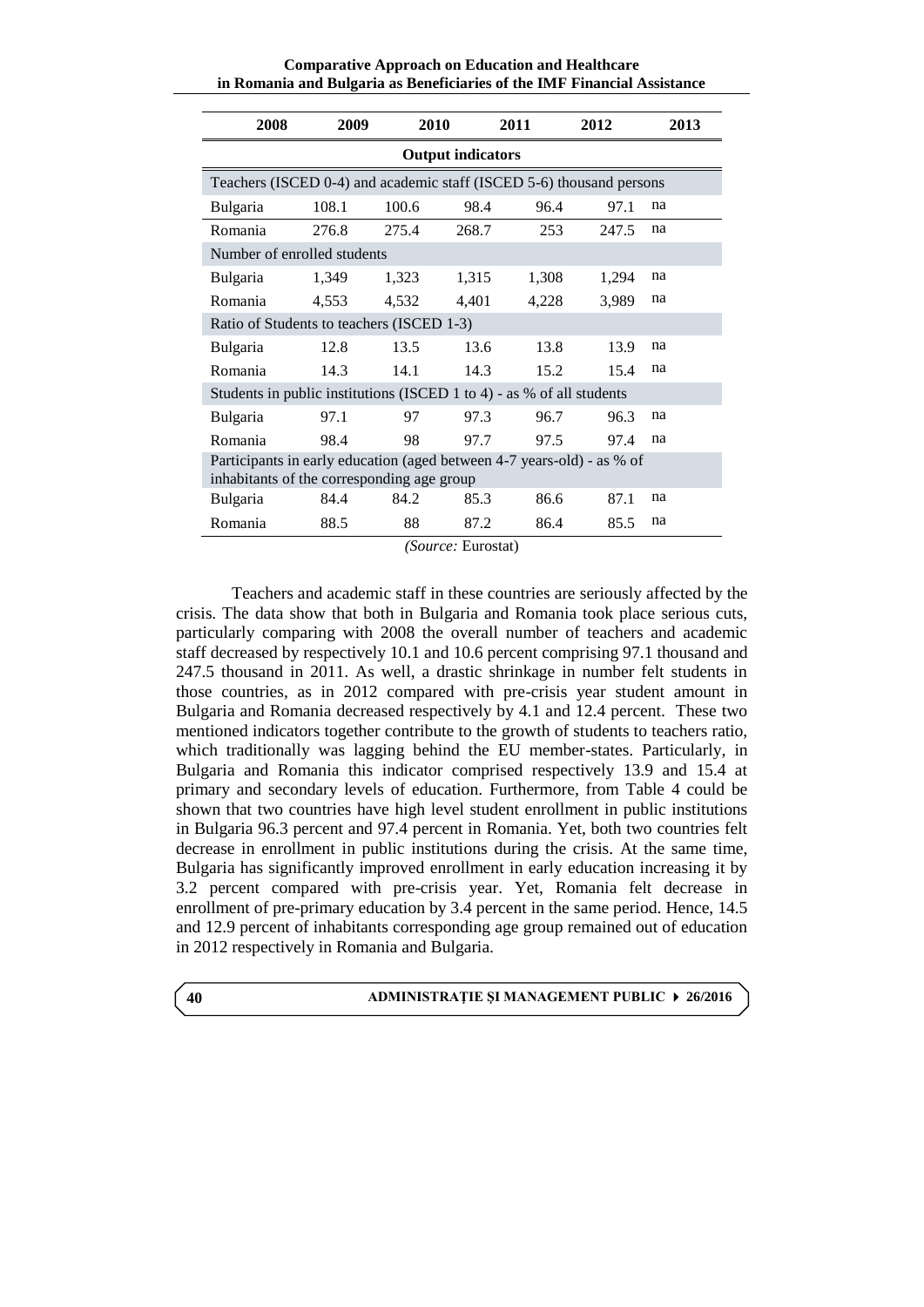| | 2008 | 2009 | 2010 | 2011 | 2012 | 2013 |
|---|---|---|---|---|---|---|
| **Output indicators** | | | | | | |
| Teachers (ISCED 0-4) and academic staff (ISCED 5-6) thousand persons | | | | | | |
| Bulgaria | 108.1 | 100.6 | 98.4 | 96.4 | 97.1 | na |
| Romania | 276.8 | 275.4 | 268.7 | 253 | 247.5 | na |
| Number of enrolled students | | | | | | |
| Bulgaria | 1,349 | 1,323 | 1,315 | 1,308 | 1,294 | na |
| Romania | 4,553 | 4,532 | 4,401 | 4,228 | 3,989 | na |
| Ratio of Students to teachers (ISCED 1-3) | | | | | | |
| Bulgaria | 12.8 | 13.5 | 13.6 | 13.8 | 13.9 | na |
| Romania | 14.3 | 14.1 | 14.3 | 15.2 | 15.4 | na |
| Students in public institutions (ISCED 1 to 4) - as % of all students | | | | | | |
| Bulgaria | 97.1 | 97 | 97.3 | 96.7 | 96.3 | na |
| Romania | 98.4 | 98 | 97.7 | 97.5 | 97.4 | na |
| Participants in early education (aged between 4-7 years-old) - as % of inhabitants of the corresponding age group | | | | | | |
| Bulgaria | 84.4 | 84.2 | 85.3 | 86.6 | 87.1 | na |
| Romania | 88.5 | 88 | 87.2 | 86.4 | 85.5 | na |

*(Source:* Eurostat)

Teachers and academic staff in these countries are seriously affected by the crisis. The data show that both in Bulgaria and Romania took place serious cuts, particularly comparing with 2008 the overall number of teachers and academic staff decreased by respectively 10.1 and 10.6 percent comprising 97.1 thousand and 247.5 thousand in 2011. As well, a drastic shrinkage in number felt students in those countries, as in 2012 compared with pre-crisis year student amount in Bulgaria and Romania decreased respectively by 4.1 and 12.4 percent. These two mentioned indicators together contribute to the growth of students to teachers ratio, which traditionally was lagging behind the EU member-states. Particularly, in Bulgaria and Romania this indicator comprised respectively 13.9 and 15.4 at primary and secondary levels of education. Furthermore, from Table 4 could be shown that two countries have high level student enrollment in public institutions in Bulgaria 96.3 percent and 97.4 percent in Romania. Yet, both two countries felt decrease in enrollment in public institutions during the crisis. At the same time, Bulgaria has significantly improved enrollment in early education increasing it by 3.2 percent compared with pre-crisis year. Yet, Romania felt decrease in enrollment of pre-primary education by 3.4 percent in the same period. Hence, 14.5 and 12.9 percent of inhabitants corresponding age group remained out of education in 2012 respectively in Romania and Bulgaria.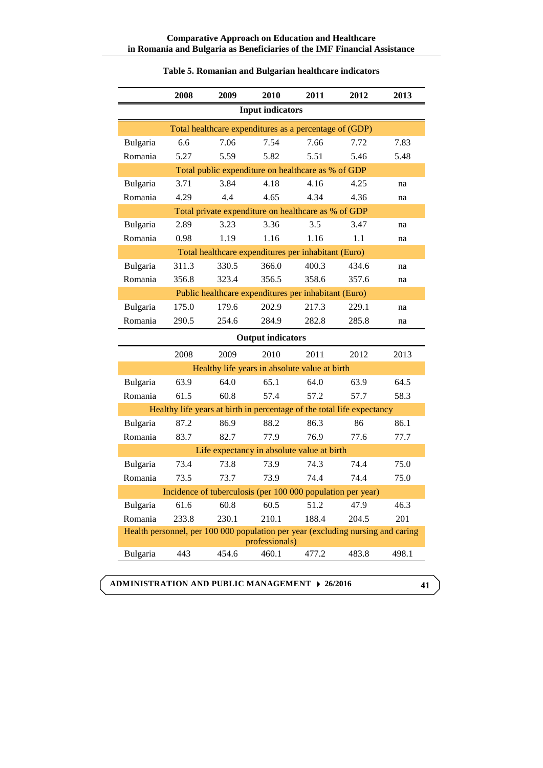**Table 5. Romanian and Bulgarian healthcare indicators**

| | 2008 | 2009 | 2010 | 2011 | 2012 | 2013 |
|---|---|---|---|---|---|---|
| **Input indicators** | | | | | | |
| Total healthcare expenditures as a percentage of (GDP) | | | | | | |
| Bulgaria | 6.6 | 7.06 | 7.54 | 7.66 | 7.72 | 7.83 |
| Romania | 5.27 | 5.59 | 5.82 | 5.51 | 5.46 | 5.48 |
| Total public expenditure on healthcare as % of GDP | | | | | | |
| Bulgaria | 3.71 | 3.84 | 4.18 | 4.16 | 4.25 | na |
| Romania | 4.29 | 4.4 | 4.65 | 4.34 | 4.36 | na |
| Total private expenditure on healthcare as % of GDP | | | | | | |
| Bulgaria | 2.89 | 3.23 | 3.36 | 3.5 | 3.47 | na |
| Romania | 0.98 | 1.19 | 1.16 | 1.16 | 1.1 | na |
| Total healthcare expenditures per inhabitant (Euro) | | | | | | |
| Bulgaria | 311.3 | 330.5 | 366.0 | 400.3 | 434.6 | na |
| Romania | 356.8 | 323.4 | 356.5 | 358.6 | 357.6 | na |
| Public healthcare expenditures per inhabitant (Euro) | | | | | | |
| Bulgaria | 175.0 | 179.6 | 202.9 | 217.3 | 229.1 | na |
| Romania | 290.5 | 254.6 | 284.9 | 282.8 | 285.8 | na |
| **Output indicators** | | | | | | |
| | 2008 | 2009 | 2010 | 2011 | 2012 | 2013 |
| Healthy life years in absolute value at birth | | | | | | |
| Bulgaria | 63.9 | 64.0 | 65.1 | 64.0 | 63.9 | 64.5 |
| Romania | 61.5 | 60.8 | 57.4 | 57.2 | 57.7 | 58.3 |
| Healthy life years at birth in percentage of the total life expectancy | | | | | | |
| Bulgaria | 87.2 | 86.9 | 88.2 | 86.3 | 86 | 86.1 |
| Romania | 83.7 | 82.7 | 77.9 | 76.9 | 77.6 | 77.7 |
| Life expectancy in absolute value at birth | | | | | | |
| Bulgaria | 73.4 | 73.8 | 73.9 | 74.3 | 74.4 | 75.0 |
| Romania | 73.5 | 73.7 | 73.9 | 74.4 | 74.4 | 75.0 |
| Incidence of tuberculosis (per 100 000 population per year) | | | | | | |
| Bulgaria | 61.6 | 60.8 | 60.5 | 51.2 | 47.9 | 46.3 |
| Romania | 233.8 | 230.1 | 210.1 | 188.4 | 204.5 | 201 |
| Health personnel, per 100 000 population per year (excluding nursing and caring professionals) | | | | | | |
| Bulgaria | 443 | 454.6 | 460.1 | 477.2 | 483.8 | 498.1 |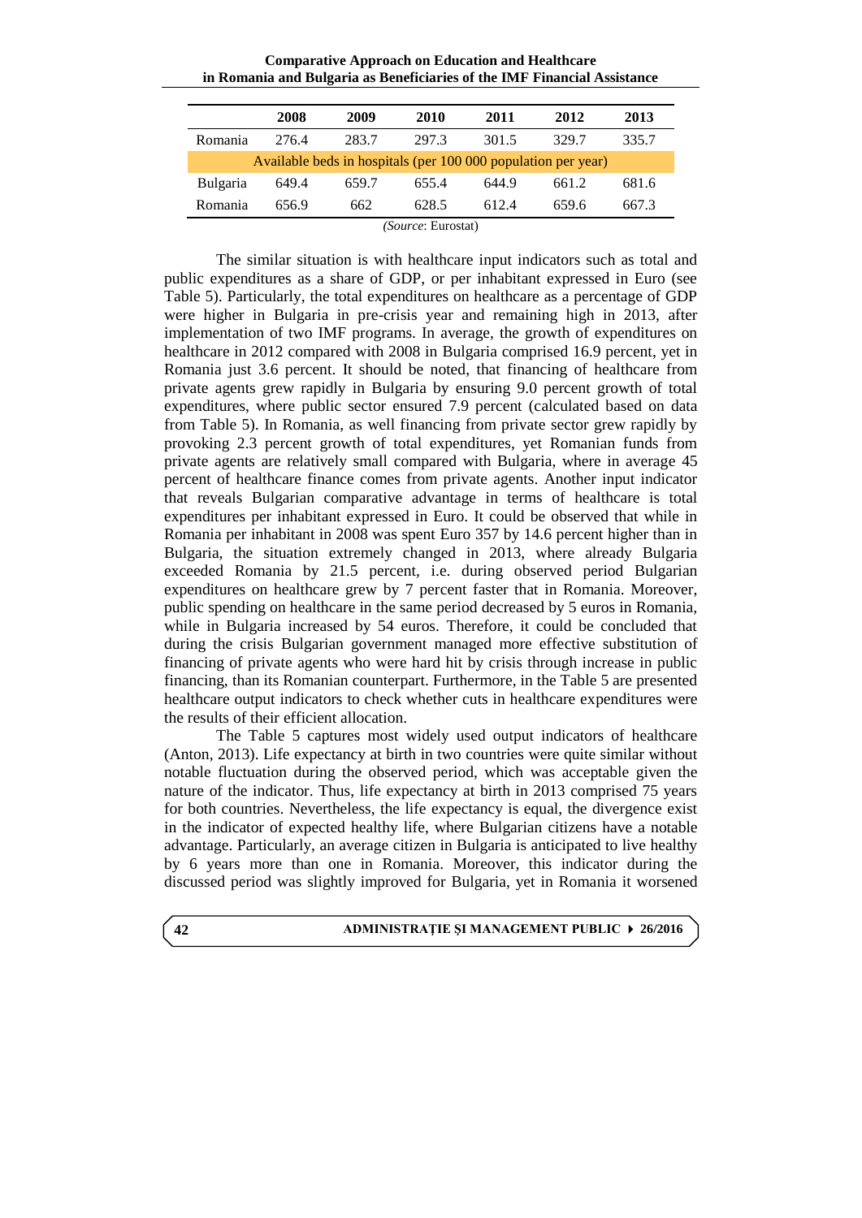| | 2008 | 2009 | 2010 | 2011 | 2012 | 2013 |
|---|---|---|---|---|---|---|
| Romania | 276.4 | 283.7 | 297.3 | 301.5 | 329.7 | 335.7 |
| Available beds in hospitals (per 100 000 population per year) | | | | | | |
| Bulgaria | 649.4 | 659.7 | 655.4 | 644.9 | 661.2 | 681.6 |
| Romania | 656.9 | 662 | 628.5 | 612.4 | 659.6 | 667.3 |

(*Source*: Eurostat)

The similar situation is with healthcare input indicators such as total and public expenditures as a share of GDP, or per inhabitant expressed in Euro (see Table 5). Particularly, the total expenditures on healthcare as a percentage of GDP were higher in Bulgaria in pre-crisis year and remaining high in 2013, after implementation of two IMF programs. In average, the growth of expenditures on healthcare in 2012 compared with 2008 in Bulgaria comprised 16.9 percent, yet in Romania just 3.6 percent. It should be noted, that financing of healthcare from private agents grew rapidly in Bulgaria by ensuring 9.0 percent growth of total expenditures, where public sector ensured 7.9 percent (calculated based on data from Table 5). In Romania, as well financing from private sector grew rapidly by provoking 2.3 percent growth of total expenditures, yet Romanian funds from private agents are relatively small compared with Bulgaria, where in average 45 percent of healthcare finance comes from private agents. Another input indicator that reveals Bulgarian comparative advantage in terms of healthcare is total expenditures per inhabitant expressed in Euro. It could be observed that while in Romania per inhabitant in 2008 was spent Euro 357 by 14.6 percent higher than in Bulgaria, the situation extremely changed in 2013, where already Bulgaria exceeded Romania by 21.5 percent, i.e. during observed period Bulgarian expenditures on healthcare grew by 7 percent faster that in Romania. Moreover, public spending on healthcare in the same period decreased by 5 euros in Romania, while in Bulgaria increased by 54 euros. Therefore, it could be concluded that during the crisis Bulgarian government managed more effective substitution of financing of private agents who were hard hit by crisis through increase in public financing, than its Romanian counterpart. Furthermore, in the Table 5 are presented healthcare output indicators to check whether cuts in healthcare expenditures were the results of their efficient allocation.

The Table 5 captures most widely used output indicators of healthcare (Anton, 2013). Life expectancy at birth in two countries were quite similar without notable fluctuation during the observed period, which was acceptable given the nature of the indicator. Thus, life expectancy at birth in 2013 comprised 75 years for both countries. Nevertheless, the life expectancy is equal, the divergence exist in the indicator of expected healthy life, where Bulgarian citizens have a notable advantage. Particularly, an average citizen in Bulgaria is anticipated to live healthy by 6 years more than one in Romania. Moreover, this indicator during the discussed period was slightly improved for Bulgaria, yet in Romania it worsened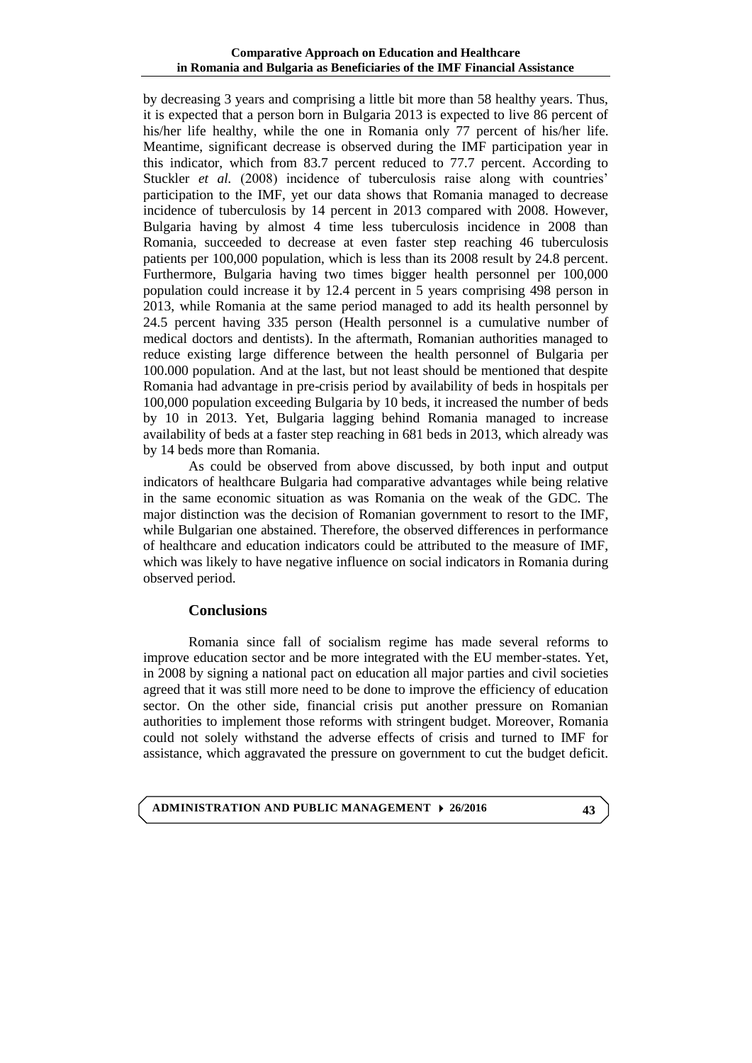by decreasing 3 years and comprising a little bit more than 58 healthy years. Thus, it is expected that a person born in Bulgaria 2013 is expected to live 86 percent of his/her life healthy, while the one in Romania only 77 percent of his/her life. Meantime, significant decrease is observed during the IMF participation year in this indicator, which from 83.7 percent reduced to 77.7 percent. According to Stuckler *et al.* (2008) incidence of tuberculosis raise along with countries' participation to the IMF, yet our data shows that Romania managed to decrease incidence of tuberculosis by 14 percent in 2013 compared with 2008. However, Bulgaria having by almost 4 time less tuberculosis incidence in 2008 than Romania, succeeded to decrease at even faster step reaching 46 tuberculosis patients per 100,000 population, which is less than its 2008 result by 24.8 percent. Furthermore, Bulgaria having two times bigger health personnel per 100,000 population could increase it by 12.4 percent in 5 years comprising 498 person in 2013, while Romania at the same period managed to add its health personnel by 24.5 percent having 335 person (Health personnel is a cumulative number of medical doctors and dentists). In the aftermath, Romanian authorities managed to reduce existing large difference between the health personnel of Bulgaria per 100.000 population. And at the last, but not least should be mentioned that despite Romania had advantage in pre-crisis period by availability of beds in hospitals per 100,000 population exceeding Bulgaria by 10 beds, it increased the number of beds by 10 in 2013. Yet, Bulgaria lagging behind Romania managed to increase availability of beds at a faster step reaching in 681 beds in 2013, which already was by 14 beds more than Romania.

As could be observed from above discussed, by both input and output indicators of healthcare Bulgaria had comparative advantages while being relative in the same economic situation as was Romania on the weak of the GDC. The major distinction was the decision of Romanian government to resort to the IMF, while Bulgarian one abstained. Therefore, the observed differences in performance of healthcare and education indicators could be attributed to the measure of IMF, which was likely to have negative influence on social indicators in Romania during observed period.

## Conclusions

Romania since fall of socialism regime has made several reforms to improve education sector and be more integrated with the EU member-states. Yet, in 2008 by signing a national pact on education all major parties and civil societies agreed that it was still more need to be done to improve the efficiency of education sector. On the other side, financial crisis put another pressure on Romanian authorities to implement those reforms with stringent budget. Moreover, Romania could not solely withstand the adverse effects of crisis and turned to IMF for assistance, which aggravated the pressure on government to cut the budget deficit.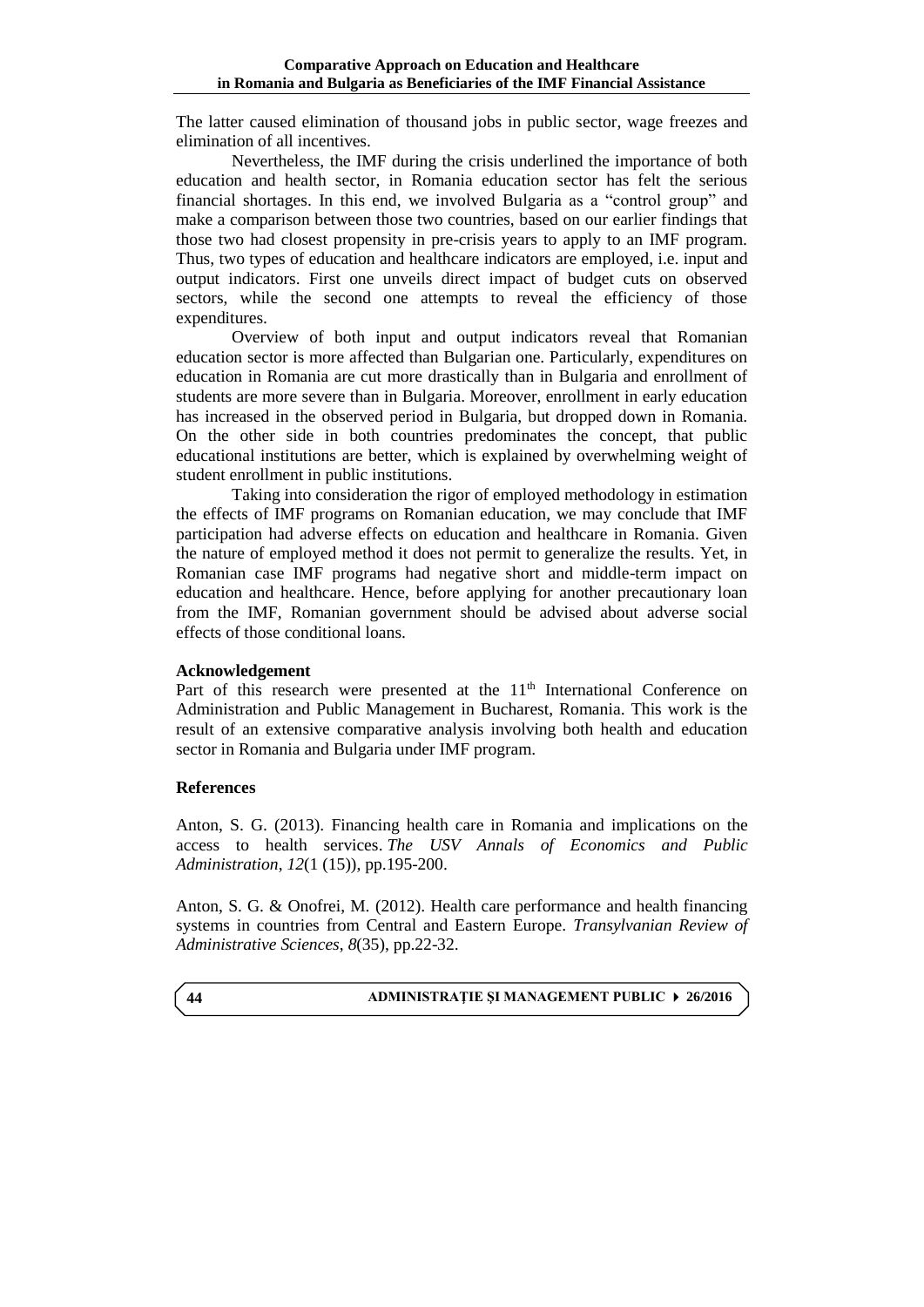The latter caused elimination of thousand jobs in public sector, wage freezes and elimination of all incentives.

Nevertheless, the IMF during the crisis underlined the importance of both education and health sector, in Romania education sector has felt the serious financial shortages. In this end, we involved Bulgaria as a "control group" and make a comparison between those two countries, based on our earlier findings that those two had closest propensity in pre-crisis years to apply to an IMF program. Thus, two types of education and healthcare indicators are employed, i.e. input and output indicators. First one unveils direct impact of budget cuts on observed sectors, while the second one attempts to reveal the efficiency of those expenditures.

Overview of both input and output indicators reveal that Romanian education sector is more affected than Bulgarian one. Particularly, expenditures on education in Romania are cut more drastically than in Bulgaria and enrollment of students are more severe than in Bulgaria. Moreover, enrollment in early education has increased in the observed period in Bulgaria, but dropped down in Romania. On the other side in both countries predominates the concept, that public educational institutions are better, which is explained by overwhelming weight of student enrollment in public institutions.

Taking into consideration the rigor of employed methodology in estimation the effects of IMF programs on Romanian education, we may conclude that IMF participation had adverse effects on education and healthcare in Romania. Given the nature of employed method it does not permit to generalize the results. Yet, in Romanian case IMF programs had negative short and middle-term impact on education and healthcare. Hence, before applying for another precautionary loan from the IMF, Romanian government should be advised about adverse social effects of those conditional loans.

**Acknowledgement**

Part of this research were presented at the 11th International Conference on Administration and Public Management in Bucharest, Romania. This work is the result of an extensive comparative analysis involving both health and education sector in Romania and Bulgaria under IMF program.

**References**

Anton, S. G. (2013). Financing health care in Romania and implications on the access to health services. *The USV Annals of Economics and Public Administration*, *12*(1 (15)), pp.195-200.

Anton, S. G. & Onofrei, M. (2012). Health care performance and health financing systems in countries from Central and Eastern Europe. *Transylvanian Review of Administrative Sciences*, *8*(35), pp.22-32.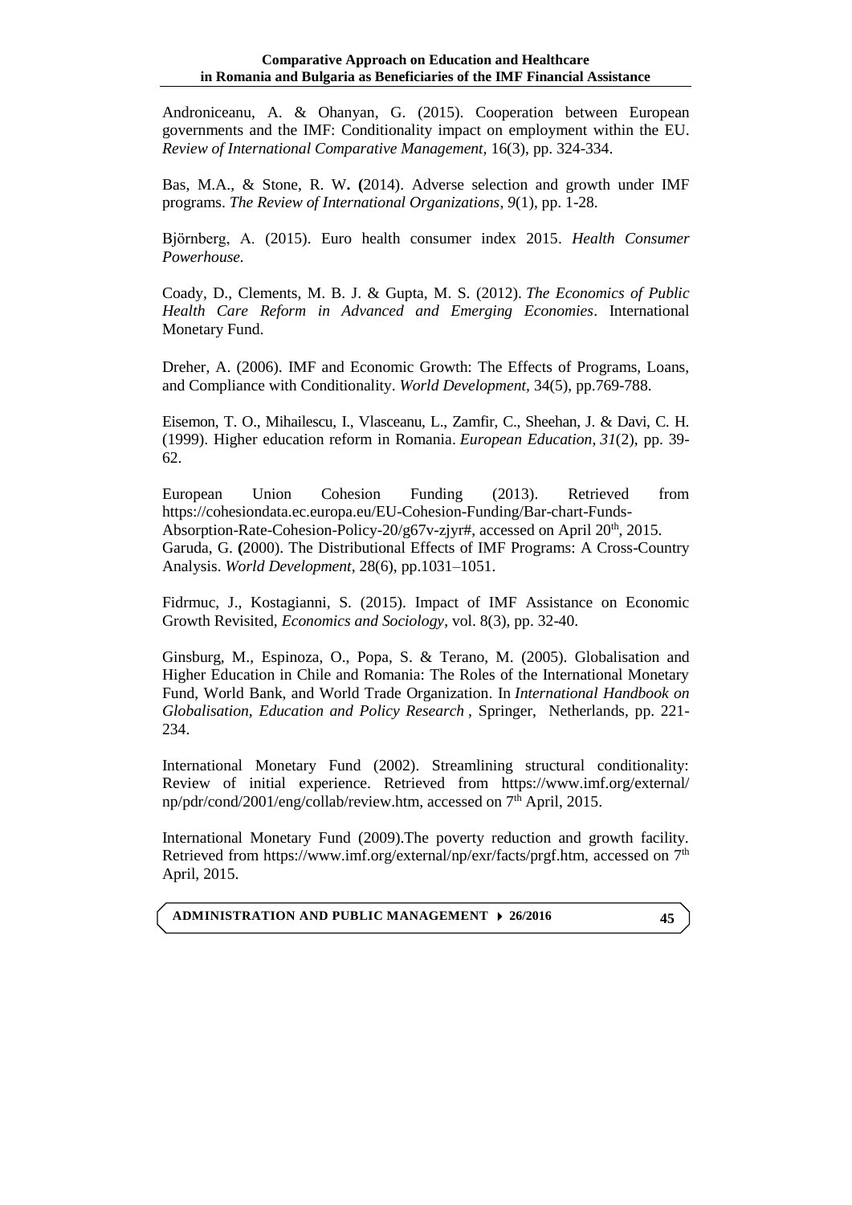Androniceanu, A. & Ohanyan, G. (2015). Cooperation between European governments and the IMF: Conditionality impact on employment within the EU. *Review of International Comparative Management*, 16(3), pp. 324-334.

Bas, M.A., & Stone, R. W**. (**2014). Adverse selection and growth under IMF programs. *The Review of International Organizations*, *9*(1), pp. 1-28.

Björnberg, A. (2015). Euro health consumer index 2015. *Health Consumer Powerhouse.*

Coady, D., Clements, M. B. J. & Gupta, M. S. (2012). *The Economics of Public Health Care Reform in Advanced and Emerging Economies*. International Monetary Fund.

Dreher, A. (2006). IMF and Economic Growth: The Effects of Programs, Loans, and Compliance with Conditionality. *World Development*, 34(5), pp.769-788.

Eisemon, T. O., Mihailescu, I., Vlasceanu, L., Zamfir, C., Sheehan, J. & Davi, C. H. (1999). Higher education reform in Romania. *European Education*, *31*(2), pp. 39-62.

European Union Cohesion Funding (2013). Retrieved from https://cohesiondata.ec.europa.eu/EU-Cohesion-Funding/Bar-chart-Funds-Absorption-Rate-Cohesion-Policy-20/g67v-zjyr#, accessed on April 20th, 2015.
Garuda, G. **(**2000). The Distributional Effects of IMF Programs: A Cross-Country Analysis. *World Development*, 28(6), pp.1031–1051.

Fidrmuc, J., Kostagianni, S. (2015). Impact of IMF Assistance on Economic Growth Revisited, *Economics and Sociology*, vol. 8(3), pp. 32-40.

Ginsburg, M., Espinoza, O., Popa, S. & Terano, M. (2005). Globalisation and Higher Education in Chile and Romania: The Roles of the International Monetary Fund, World Bank, and World Trade Organization. In *International Handbook on Globalisation, Education and Policy Research* , Springer, Netherlands, pp. 221-234.

International Monetary Fund (2002). Streamlining structural conditionality: Review of initial experience. Retrieved from https://www.imf.org/external/np/pdr/cond/2001/eng/collab/review.htm, accessed on 7th April, 2015.

International Monetary Fund (2009).The poverty reduction and growth facility. Retrieved from https://www.imf.org/external/np/exr/facts/prgf.htm, accessed on 7th April, 2015.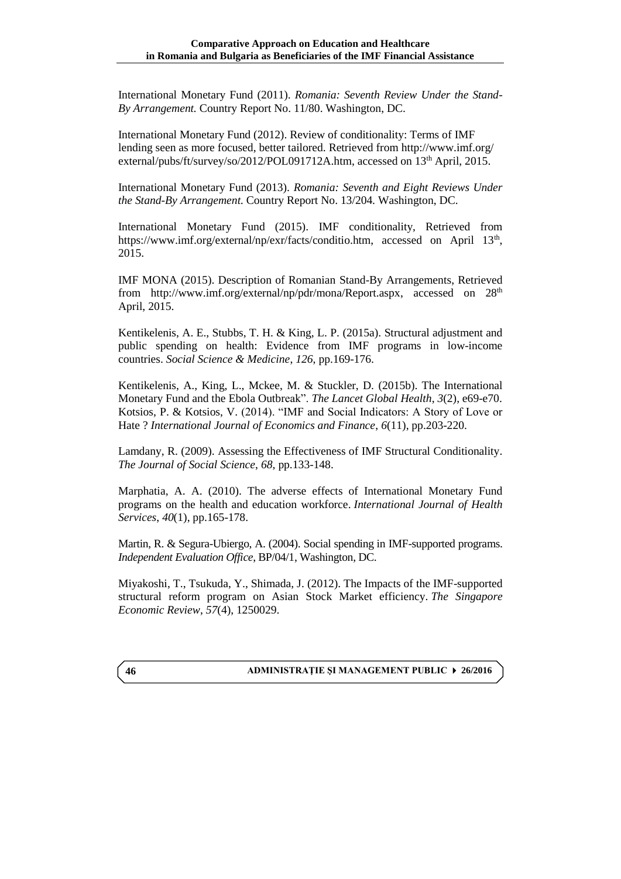International Monetary Fund (2011). *Romania: Seventh Review Under the Stand-By Arrangement.* Country Report No. 11/80. Washington, DC.

International Monetary Fund (2012). Review of conditionality: Terms of IMF lending seen as more focused, better tailored. Retrieved from http://www.imf.org/external/pubs/ft/survey/so/2012/POL091712A.htm, accessed on 13th April, 2015.

International Monetary Fund (2013). *Romania: Seventh and Eight Reviews Under the Stand-By Arrangement.* Country Report No. 13/204. Washington, DC.

International Monetary Fund (2015). IMF conditionality, Retrieved from https://www.imf.org/external/np/exr/facts/conditio.htm, accessed on April 13th, 2015.

IMF MONA (2015). Description of Romanian Stand-By Arrangements, Retrieved from http://www.imf.org/external/np/pdr/mona/Report.aspx, accessed on 28th April, 2015.

Kentikelenis, A. E., Stubbs, T. H. & King, L. P. (2015a). Structural adjustment and public spending on health: Evidence from IMF programs in low-income countries. *Social Science & Medicine*, *126*, pp.169-176.

Kentikelenis, A., King, L., Mckee, M. & Stuckler, D. (2015b). The International Monetary Fund and the Ebola Outbreak". *The Lancet Global Health*, *3*(2), e69-e70. Kotsios, P. & Kotsios, V. (2014). "IMF and Social Indicators: A Story of Love or Hate ? *International Journal of Economics and Finance*, *6*(11), pp.203-220.

Lamdany, R. (2009). Assessing the Effectiveness of IMF Structural Conditionality. *The Journal of Social Science*, *68*, pp.133-148.

Marphatia, A. A. (2010). The adverse effects of International Monetary Fund programs on the health and education workforce. *International Journal of Health Services*, *40*(1), pp.165-178.

Martin, R. & Segura-Ubiergo, A. (2004). Social spending in IMF-supported programs. *Independent Evaluation Office*, BP/04/1, Washington, DC.

Miyakoshi, T., Tsukuda, Y., Shimada, J. (2012). The Impacts of the IMF-supported structural reform program on Asian Stock Market efficiency. *The Singapore Economic Review*, *57*(4), 1250029.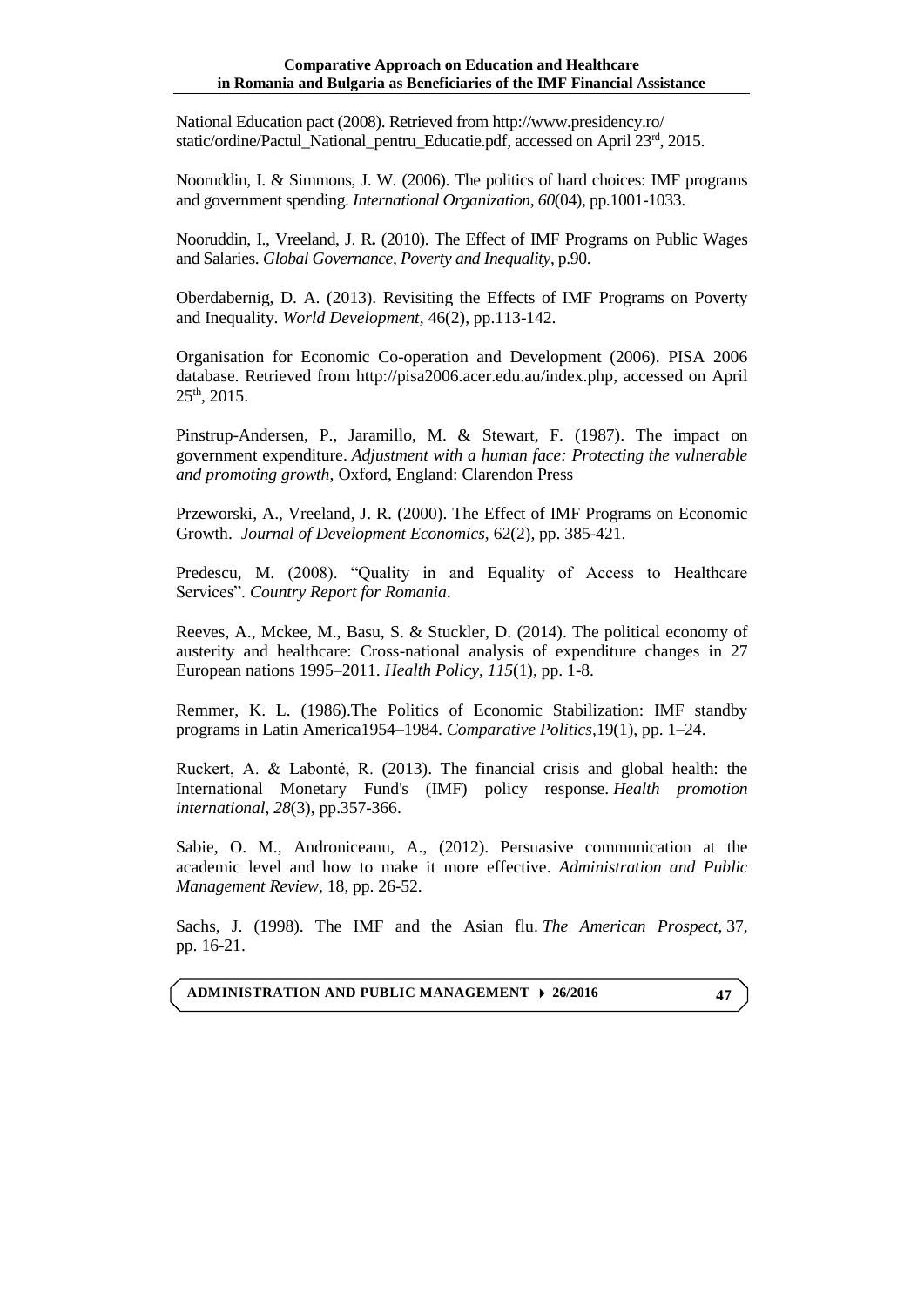National Education pact (2008). Retrieved from http://www.presidency.ro/ static/ordine/Pactul_National_pentru_Educatie.pdf, accessed on April 23rd, 2015.

Nooruddin, I. & Simmons, J. W. (2006). The politics of hard choices: IMF programs and government spending. *International Organization*, *60*(04), pp.1001-1033.

Nooruddin, I., Vreeland, J. R**.** (2010). The Effect of IMF Programs on Public Wages and Salaries. *Global Governance, Poverty and Inequality*, p.90.

Oberdabernig, D. A. (2013). Revisiting the Effects of IMF Programs on Poverty and Inequality. *World Development,* 46(2), pp.113-142.

Organisation for Economic Co-operation and Development (2006). PISA 2006 database. Retrieved from http://pisa2006.acer.edu.au/index.php, accessed on April 25th, 2015.

Pinstrup-Andersen, P., Jaramillo, M. & Stewart, F. (1987). The impact on government expenditure. *Adjustment with a human face: Protecting the vulnerable and promoting growth*, Oxford, England: Clarendon Press

Przeworski, A., Vreeland, J. R. (2000). The Effect of IMF Programs on Economic Growth. *Journal of Development Economics,* 62(2), pp. 385-421.

Predescu, M. (2008). "Quality in and Equality of Access to Healthcare Services". *Country Report for Romania*.

Reeves, A., Mckee, M., Basu, S. & Stuckler, D. (2014). The political economy of austerity and healthcare: Cross-national analysis of expenditure changes in 27 European nations 1995–2011. *Health Policy*, *115*(1), pp. 1-8.

Remmer, K. L. (1986).The Politics of Economic Stabilization: IMF standby programs in Latin America1954–1984. *Comparative Politics*,19(1), pp. 1–24.

Ruckert, A. & Labonté, R. (2013). The financial crisis and global health: the International Monetary Fund's (IMF) policy response. *Health promotion international*, *28*(3), pp.357-366.

Sabie, O. M., Androniceanu, A., (2012). Persuasive communication at the academic level and how to make it more effective. *Administration and Public Management Review*, 18, pp. 26-52.

Sachs, J. (1998). The IMF and the Asian flu. *The American Prospect*, 37, pp. 16-21.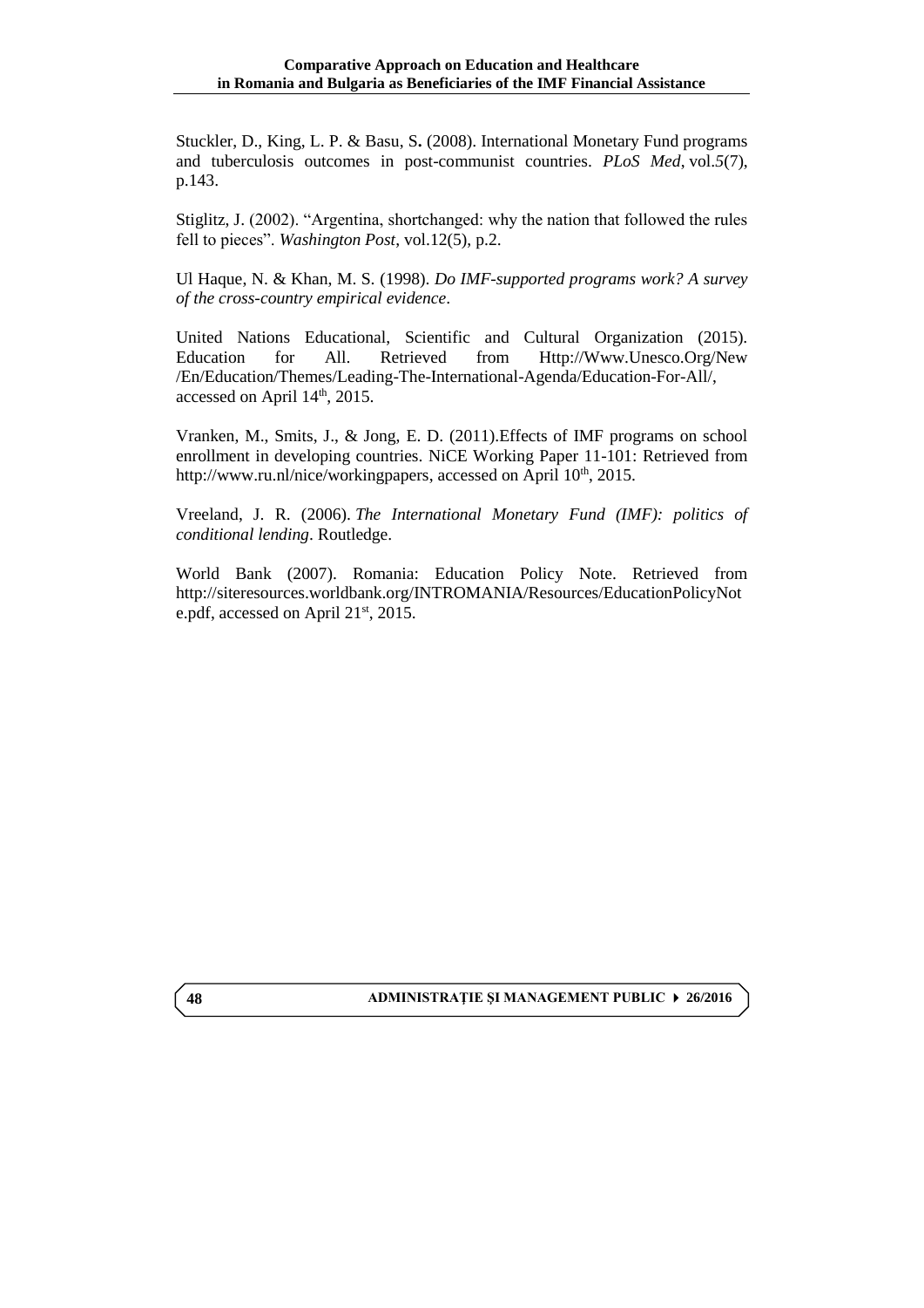Stuckler, D., King, L. P. & Basu, S**.** (2008). International Monetary Fund programs and tuberculosis outcomes in post-communist countries. *PLoS Med*, vol.*5*(7), p.143.

Stiglitz, J. (2002). "Argentina, shortchanged: why the nation that followed the rules fell to pieces". *Washington Post*, vol.12(5), p.2.

Ul Haque, N. & Khan, M. S. (1998). *Do IMF-supported programs work? A survey of the cross-country empirical evidence*.

United Nations Educational, Scientific and Cultural Organization (2015). Education for All. Retrieved from Http://Www.Unesco.Org/New /En/Education/Themes/Leading-The-International-Agenda/Education-For-All/, accessed on April 14th, 2015.

Vranken, M., Smits, J., & Jong, E. D. (2011).Effects of IMF programs on school enrollment in developing countries. NiCE Working Paper 11-101: Retrieved from http://www.ru.nl/nice/workingpapers, accessed on April 10th, 2015.

Vreeland, J. R. (2006). *The International Monetary Fund (IMF): politics of conditional lending*. Routledge.

World Bank (2007). Romania: Education Policy Note. Retrieved from http://siteresources.worldbank.org/INTROMANIA/Resources/EducationPolicyNote.pdf, accessed on April 21st, 2015.